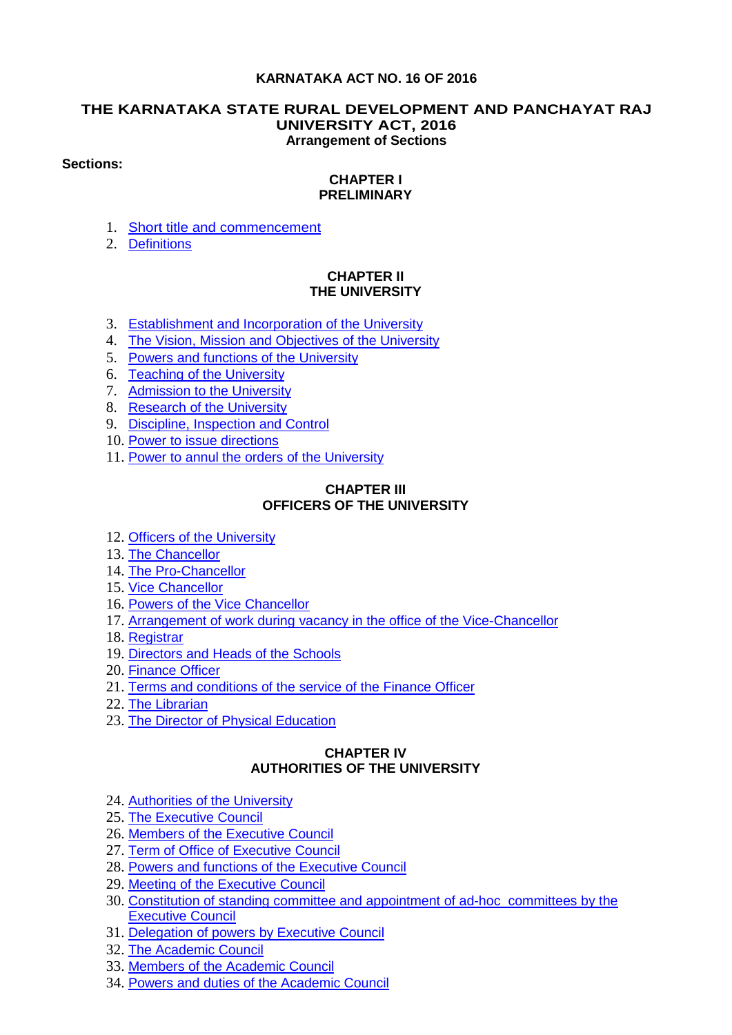**KARNATAKA ACT NO. 16 OF 2016**

# THE KARNATAKA STATE RURAL DEVELOPMENT AND PANCHAYAT RAJ UNIVERSITY ACT, 2016

**Arrangement of Sections**

**Sections:**

## CHAPTER I
## PRELIMINARY

1. Short title and commencement
2. Definitions

## CHAPTER II
## THE UNIVERSITY

3. Establishment and Incorporation of the University
4. The Vision, Mission and Objectives of the University
5. Powers and functions of the University
6. Teaching of the University
7. Admission to the University
8. Research of the University
9. Discipline, Inspection and Control
10. Power to issue directions
11. Power to annul the orders of the University

## CHAPTER III
## OFFICERS OF THE UNIVERSITY

12. Officers of the University
13. The Chancellor
14. The Pro-Chancellor
15. Vice Chancellor
16. Powers of the Vice Chancellor
17. Arrangement of work during vacancy in the office of the Vice-Chancellor
18. Registrar
19. Directors and Heads of the Schools
20. Finance Officer
21. Terms and conditions of the service of the Finance Officer
22. The Librarian
23. The Director of Physical Education

## CHAPTER IV
## AUTHORITIES OF THE UNIVERSITY

24. Authorities of the University
25. The Executive Council
26. Members of the Executive Council
27. Term of Office of Executive Council
28. Powers and functions of the Executive Council
29. Meeting of the Executive Council
30. Constitution of standing committee and appointment of ad-hoc committees by the Executive Council
31. Delegation of powers by Executive Council
32. The Academic Council
33. Members of the Academic Council
34. Powers and duties of the Academic Council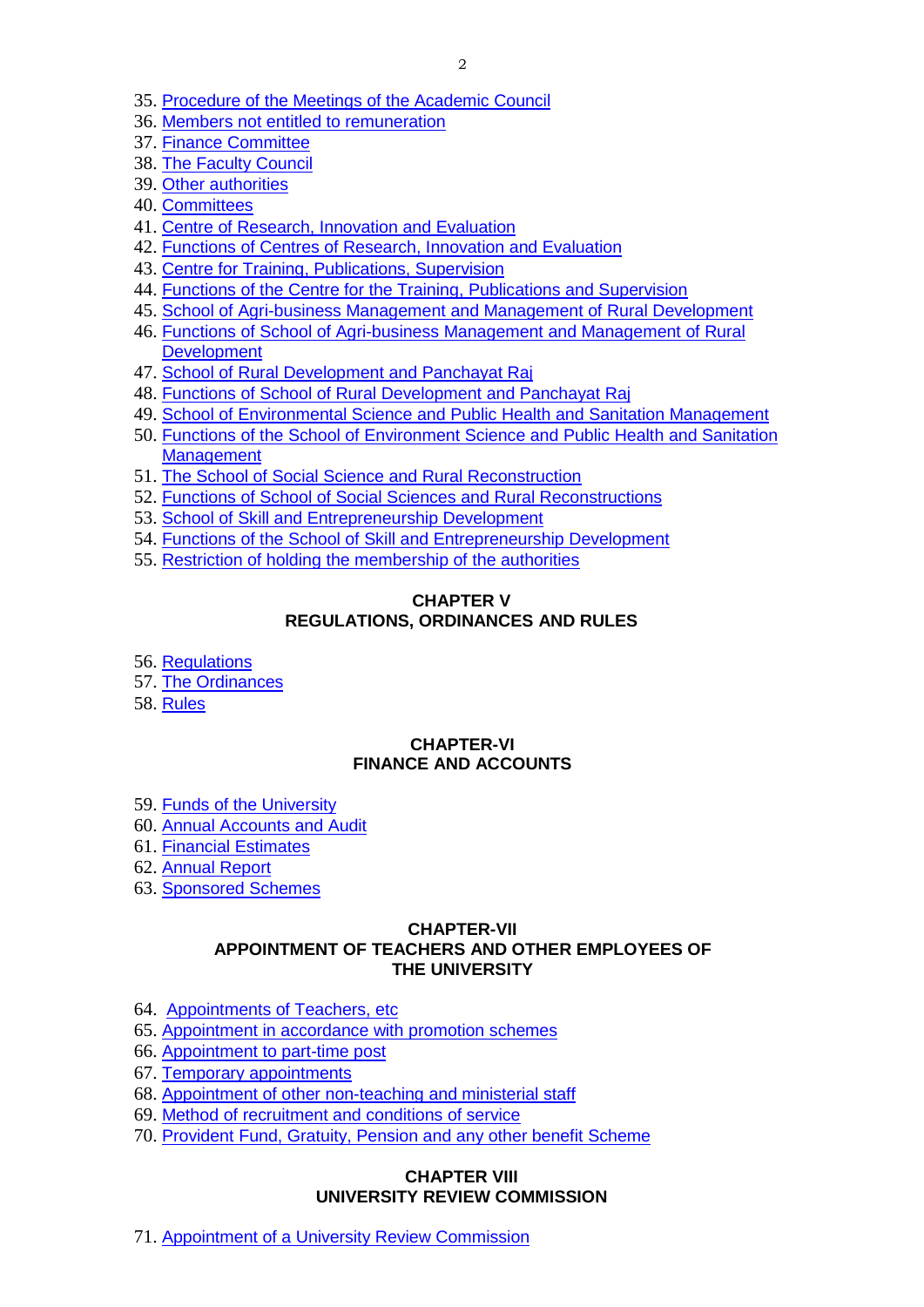35. Procedure of the Meetings of the Academic Council
36. Members not entitled to remuneration
37. Finance Committee
38. The Faculty Council
39. Other authorities
40. Committees
41. Centre of Research, Innovation and Evaluation
42. Functions of Centres of Research, Innovation and Evaluation
43. Centre for Training, Publications, Supervision
44. Functions of the Centre for the Training, Publications and Supervision
45. School of Agri-business Management and Management of Rural Development
46. Functions of School of Agri-business Management and Management of Rural Development
47. School of Rural Development and Panchayat Raj
48. Functions of School of Rural Development and Panchayat Raj
49. School of Environmental Science and Public Health and Sanitation Management
50. Functions of the School of Environment Science and Public Health and Sanitation Management
51. The School of Social Science and Rural Reconstruction
52. Functions of School of Social Sciences and Rural Reconstructions
53. School of Skill and Entrepreneurship Development
54. Functions of the School of Skill and Entrepreneurship Development
55. Restriction of holding the membership of the authorities

## CHAPTER V
## REGULATIONS, ORDINANCES AND RULES

56. Regulations
57. The Ordinances
58. Rules

## CHAPTER-VI
## FINANCE AND ACCOUNTS

59. Funds of the University
60. Annual Accounts and Audit
61. Financial Estimates
62. Annual Report
63. Sponsored Schemes

## CHAPTER-VII
## APPOINTMENT OF TEACHERS AND OTHER EMPLOYEES OF THE UNIVERSITY

64. Appointments of Teachers, etc
65. Appointment in accordance with promotion schemes
66. Appointment to part-time post
67. Temporary appointments
68. Appointment of other non-teaching and ministerial staff
69. Method of recruitment and conditions of service
70. Provident Fund, Gratuity, Pension and any other benefit Scheme

## CHAPTER VIII
## UNIVERSITY REVIEW COMMISSION

71. Appointment of a University Review Commission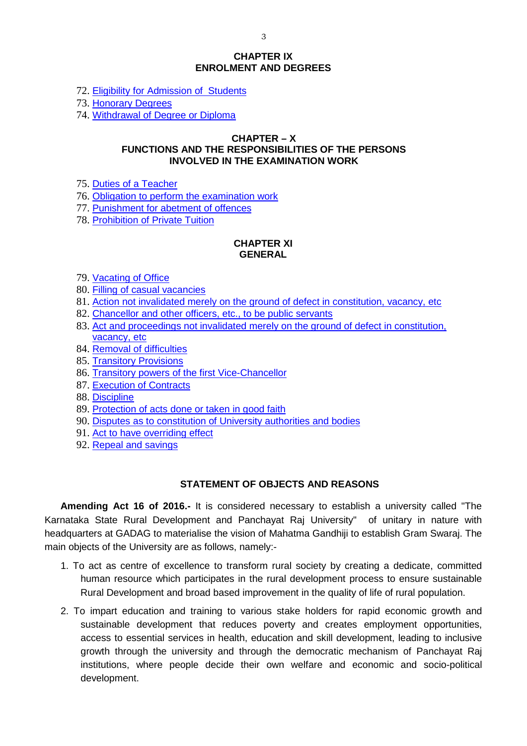## CHAPTER IX
## ENROLMENT AND DEGREES

72. Eligibility for Admission of Students
73. Honorary Degrees
74. Withdrawal of Degree or Diploma

## CHAPTER – X
## FUNCTIONS AND THE RESPONSIBILITIES OF THE PERSONS INVOLVED IN THE EXAMINATION WORK

75. Duties of a Teacher
76. Obligation to perform the examination work
77. Punishment for abetment of offences
78. Prohibition of Private Tuition

## CHAPTER XI
## GENERAL

79. Vacating of Office
80. Filling of casual vacancies
81. Action not invalidated merely on the ground of defect in constitution, vacancy, etc
82. Chancellor and other officers, etc., to be public servants
83. Act and proceedings not invalidated merely on the ground of defect in constitution, vacancy, etc
84. Removal of difficulties
85. Transitory Provisions
86. Transitory powers of the first Vice-Chancellor
87. Execution of Contracts
88. Discipline
89. Protection of acts done or taken in good faith
90. Disputes as to constitution of University authorities and bodies
91. Act to have overriding effect
92. Repeal and savings

## STATEMENT OF OBJECTS AND REASONS

**Amending Act 16 of 2016.-** It is considered necessary to establish a university called "The Karnataka State Rural Development and Panchayat Raj University" of unitary in nature with headquarters at GADAG to materialise the vision of Mahatma Gandhiji to establish Gram Swaraj. The main objects of the University are as follows, namely:-

1. To act as centre of excellence to transform rural society by creating a dedicate, committed human resource which participates in the rural development process to ensure sustainable Rural Development and broad based improvement in the quality of life of rural population.
2. To impart education and training to various stake holders for rapid economic growth and sustainable development that reduces poverty and creates employment opportunities, access to essential services in health, education and skill development, leading to inclusive growth through the university and through the democratic mechanism of Panchayat Raj institutions, where people decide their own welfare and economic and socio-political development.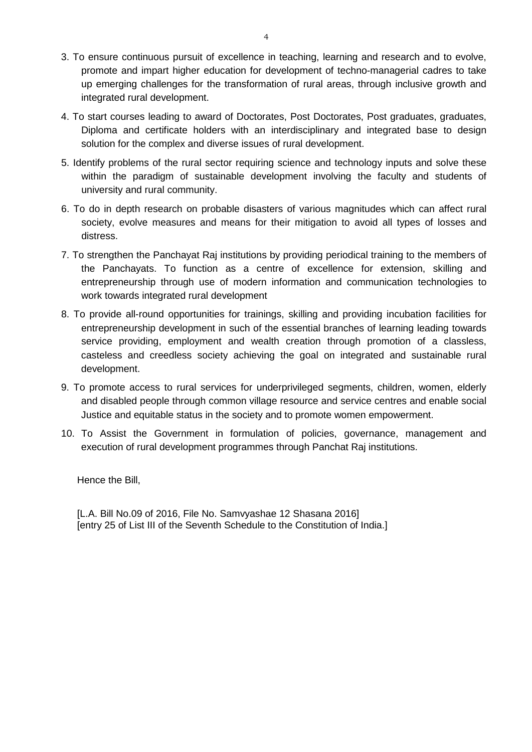3. To ensure continuous pursuit of excellence in teaching, learning and research and to evolve, promote and impart higher education for development of techno-managerial cadres to take up emerging challenges for the transformation of rural areas, through inclusive growth and integrated rural development.

4. To start courses leading to award of Doctorates, Post Doctorates, Post graduates, graduates, Diploma and certificate holders with an interdisciplinary and integrated base to design solution for the complex and diverse issues of rural development.

5. Identify problems of the rural sector requiring science and technology inputs and solve these within the paradigm of sustainable development involving the faculty and students of university and rural community.

6. To do in depth research on probable disasters of various magnitudes which can affect rural society, evolve measures and means for their mitigation to avoid all types of losses and distress.

7. To strengthen the Panchayat Raj institutions by providing periodical training to the members of the Panchayats. To function as a centre of excellence for extension, skilling and entrepreneurship through use of modern information and communication technologies to work towards integrated rural development

8. To provide all-round opportunities for trainings, skilling and providing incubation facilities for entrepreneurship development in such of the essential branches of learning leading towards service providing, employment and wealth creation through promotion of a classless, casteless and creedless society achieving the goal on integrated and sustainable rural development.

9. To promote access to rural services for underprivileged segments, children, women, elderly and disabled people through common village resource and service centres and enable social Justice and equitable status in the society and to promote women empowerment.

10. To Assist the Government in formulation of policies, governance, management and execution of rural development programmes through Panchat Raj institutions.

Hence the Bill,

[L.A. Bill No.09 of 2016, File No. Samvyashae 12 Shasana 2016]
[entry 25 of List III of the Seventh Schedule to the Constitution of India.]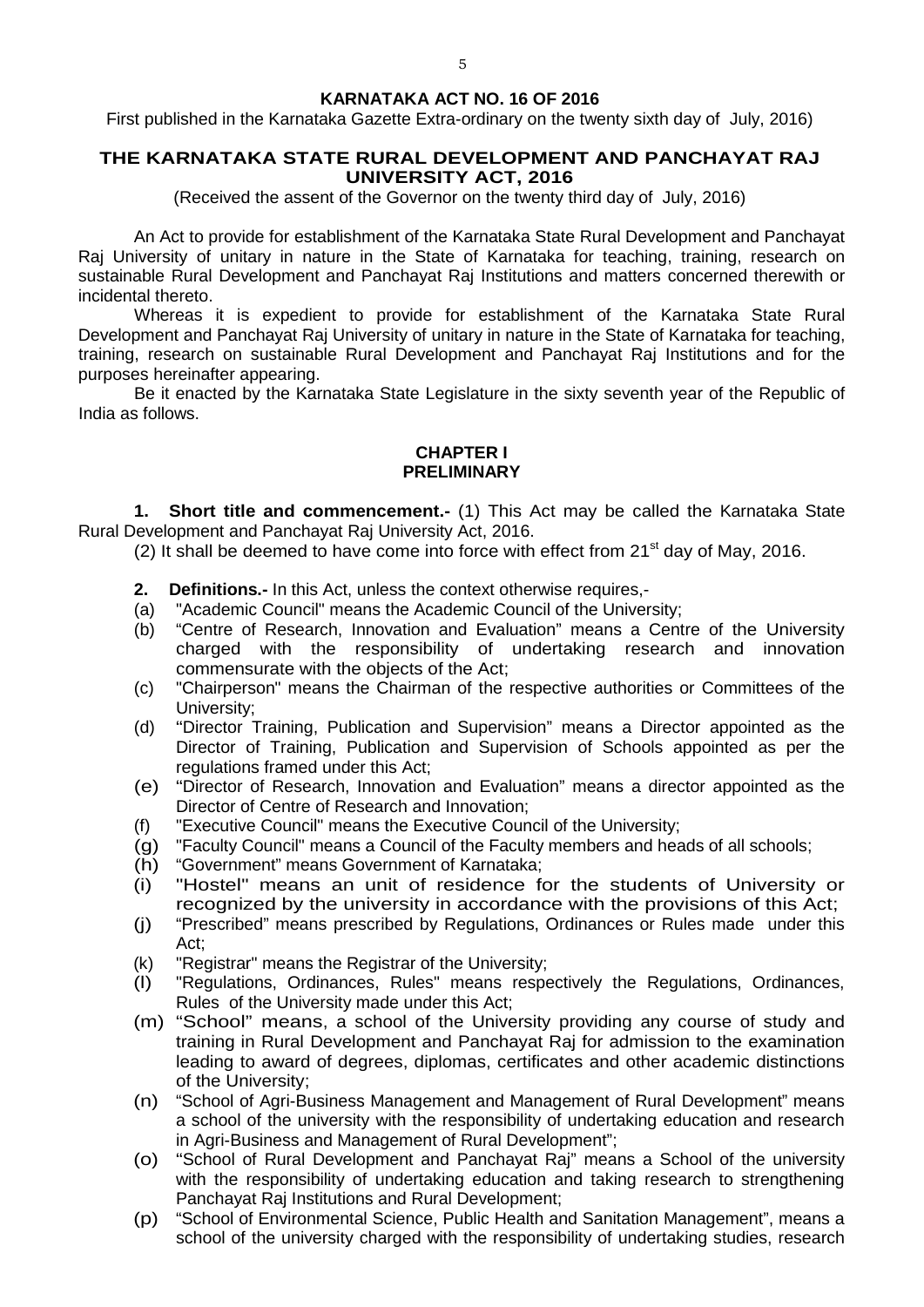# KARNATAKA ACT NO. 16 OF 2016

First published in the Karnataka Gazette Extra-ordinary on the twenty sixth day of July, 2016)

## THE KARNATAKA STATE RURAL DEVELOPMENT AND PANCHAYAT RAJ UNIVERSITY ACT, 2016

(Received the assent of the Governor on the twenty third day of July, 2016)

An Act to provide for establishment of the Karnataka State Rural Development and Panchayat Raj University of unitary in nature in the State of Karnataka for teaching, training, research on sustainable Rural Development and Panchayat Raj Institutions and matters concerned therewith or incidental thereto.

Whereas it is expedient to provide for establishment of the Karnataka State Rural Development and Panchayat Raj University of unitary in nature in the State of Karnataka for teaching, training, research on sustainable Rural Development and Panchayat Raj Institutions and for the purposes hereinafter appearing.

Be it enacted by the Karnataka State Legislature in the sixty seventh year of the Republic of India as follows.

### CHAPTER I
### PRELIMINARY

**1. Short title and commencement.-** (1) This Act may be called the Karnataka State Rural Development and Panchayat Raj University Act, 2016.

(2) It shall be deemed to have come into force with effect from 21st day of May, 2016.

**2. Definitions.-** In this Act, unless the context otherwise requires,-

(a) "Academic Council" means the Academic Council of the University;

(b) "Centre of Research, Innovation and Evaluation" means a Centre of the University charged with the responsibility of undertaking research and innovation commensurate with the objects of the Act;

(c) "Chairperson" means the Chairman of the respective authorities or Committees of the University;

(d) "Director Training, Publication and Supervision" means a Director appointed as the Director of Training, Publication and Supervision of Schools appointed as per the regulations framed under this Act;

(e) "Director of Research, Innovation and Evaluation" means a director appointed as the Director of Centre of Research and Innovation;

(f) "Executive Council" means the Executive Council of the University;

(g) "Faculty Council" means a Council of the Faculty members and heads of all schools;

(h) "Government" means Government of Karnataka;

(i) "Hostel" means an unit of residence for the students of University or recognized by the university in accordance with the provisions of this Act;

(j) "Prescribed" means prescribed by Regulations, Ordinances or Rules made under this Act;

(k) "Registrar" means the Registrar of the University;

(l) "Regulations, Ordinances, Rules" means respectively the Regulations, Ordinances, Rules of the University made under this Act;

(m) "School" means, a school of the University providing any course of study and training in Rural Development and Panchayat Raj for admission to the examination leading to award of degrees, diplomas, certificates and other academic distinctions of the University;

(n) "School of Agri-Business Management and Management of Rural Development" means a school of the university with the responsibility of undertaking education and research in Agri-Business and Management of Rural Development";

(o) "School of Rural Development and Panchayat Raj" means a School of the university with the responsibility of undertaking education and taking research to strengthening Panchayat Raj Institutions and Rural Development;

(p) "School of Environmental Science, Public Health and Sanitation Management", means a school of the university charged with the responsibility of undertaking studies, research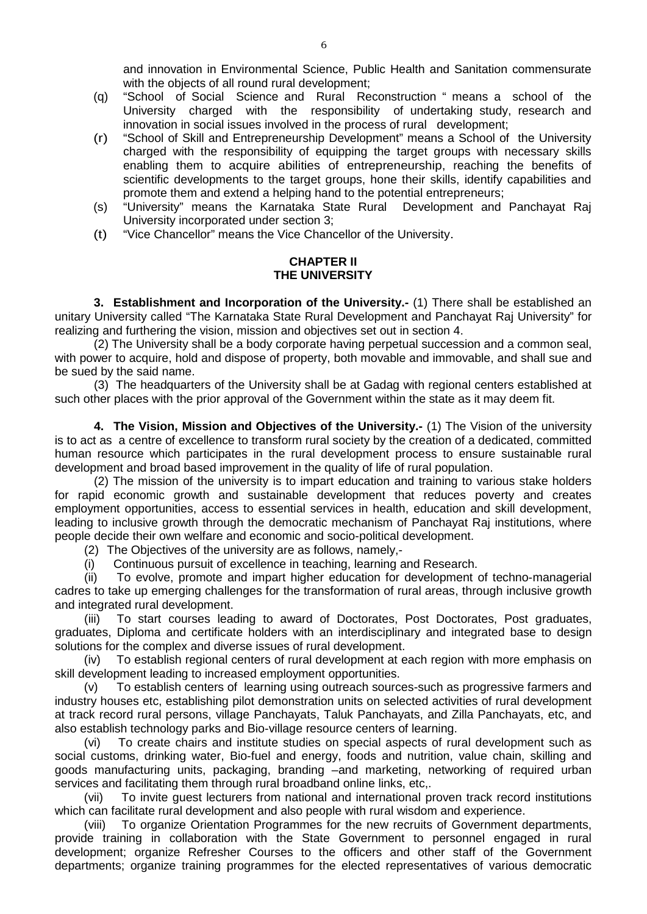and innovation in Environmental Science, Public Health and Sanitation commensurate with the objects of all round rural development;

(q) "School of Social Science and Rural Reconstruction " means a school of the University charged with the responsibility of undertaking study, research and innovation in social issues involved in the process of rural development;

(r) "School of Skill and Entrepreneurship Development" means a School of the University charged with the responsibility of equipping the target groups with necessary skills enabling them to acquire abilities of entrepreneurship, reaching the benefits of scientific developments to the target groups, hone their skills, identify capabilities and promote them and extend a helping hand to the potential entrepreneurs;

(s) "University" means the Karnataka State Rural Development and Panchayat Raj University incorporated under section 3;

(t) "Vice Chancellor" means the Vice Chancellor of the University.

## CHAPTER II
## THE UNIVERSITY

**3. Establishment and Incorporation of the University.-** (1) There shall be established an unitary University called "The Karnataka State Rural Development and Panchayat Raj University" for realizing and furthering the vision, mission and objectives set out in section 4.

(2) The University shall be a body corporate having perpetual succession and a common seal, with power to acquire, hold and dispose of property, both movable and immovable, and shall sue and be sued by the said name.

(3) The headquarters of the University shall be at Gadag with regional centers established at such other places with the prior approval of the Government within the state as it may deem fit.

**4. The Vision, Mission and Objectives of the University.-** (1) The Vision of the university is to act as a centre of excellence to transform rural society by the creation of a dedicated, committed human resource which participates in the rural development process to ensure sustainable rural development and broad based improvement in the quality of life of rural population.

(2) The mission of the university is to impart education and training to various stake holders for rapid economic growth and sustainable development that reduces poverty and creates employment opportunities, access to essential services in health, education and skill development, leading to inclusive growth through the democratic mechanism of Panchayat Raj institutions, where people decide their own welfare and economic and socio-political development.

(2) The Objectives of the university are as follows, namely,-

(i) Continuous pursuit of excellence in teaching, learning and Research.

(ii) To evolve, promote and impart higher education for development of techno-managerial cadres to take up emerging challenges for the transformation of rural areas, through inclusive growth and integrated rural development.

(iii) To start courses leading to award of Doctorates, Post Doctorates, Post graduates, graduates, Diploma and certificate holders with an interdisciplinary and integrated base to design solutions for the complex and diverse issues of rural development.

(iv) To establish regional centers of rural development at each region with more emphasis on skill development leading to increased employment opportunities.

(v) To establish centers of learning using outreach sources-such as progressive farmers and industry houses etc, establishing pilot demonstration units on selected activities of rural development at track record rural persons, village Panchayats, Taluk Panchayats, and Zilla Panchayats, etc, and also establish technology parks and Bio-village resource centers of learning.

(vi) To create chairs and institute studies on special aspects of rural development such as social customs, drinking water, Bio-fuel and energy, foods and nutrition, value chain, skilling and goods manufacturing units, packaging, branding –and marketing, networking of required urban services and facilitating them through rural broadband online links, etc,.

(vii) To invite guest lecturers from national and international proven track record institutions which can facilitate rural development and also people with rural wisdom and experience.

(viii) To organize Orientation Programmes for the new recruits of Government departments, provide training in collaboration with the State Government to personnel engaged in rural development; organize Refresher Courses to the officers and other staff of the Government departments; organize training programmes for the elected representatives of various democratic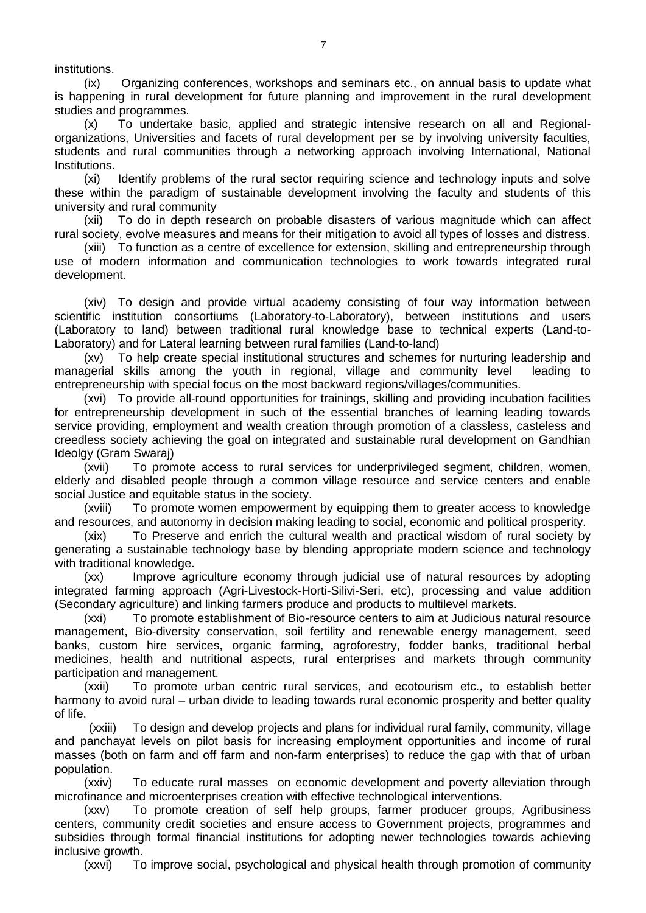institutions.

(ix) Organizing conferences, workshops and seminars etc., on annual basis to update what is happening in rural development for future planning and improvement in the rural development studies and programmes.

(x) To undertake basic, applied and strategic intensive research on all and Regional-organizations, Universities and facets of rural development per se by involving university faculties, students and rural communities through a networking approach involving International, National Institutions.

(xi) Identify problems of the rural sector requiring science and technology inputs and solve these within the paradigm of sustainable development involving the faculty and students of this university and rural community

(xii) To do in depth research on probable disasters of various magnitude which can affect rural society, evolve measures and means for their mitigation to avoid all types of losses and distress.

(xiii) To function as a centre of excellence for extension, skilling and entrepreneurship through use of modern information and communication technologies to work towards integrated rural development.

(xiv) To design and provide virtual academy consisting of four way information between scientific institution consortiums (Laboratory-to-Laboratory), between institutions and users (Laboratory to land) between traditional rural knowledge base to technical experts (Land-to-Laboratory) and for Lateral learning between rural families (Land-to-land)

(xv) To help create special institutional structures and schemes for nurturing leadership and managerial skills among the youth in regional, village and community level leading to entrepreneurship with special focus on the most backward regions/villages/communities.

(xvi) To provide all-round opportunities for trainings, skilling and providing incubation facilities for entrepreneurship development in such of the essential branches of learning leading towards service providing, employment and wealth creation through promotion of a classless, casteless and creedless society achieving the goal on integrated and sustainable rural development on Gandhian Ideolgy (Gram Swaraj)

(xvii) To promote access to rural services for underprivileged segment, children, women, elderly and disabled people through a common village resource and service centers and enable social Justice and equitable status in the society.

(xviii) To promote women empowerment by equipping them to greater access to knowledge and resources, and autonomy in decision making leading to social, economic and political prosperity.

(xix) To Preserve and enrich the cultural wealth and practical wisdom of rural society by generating a sustainable technology base by blending appropriate modern science and technology with traditional knowledge.

(xx) Improve agriculture economy through judicial use of natural resources by adopting integrated farming approach (Agri-Livestock-Horti-Silivi-Seri, etc), processing and value addition (Secondary agriculture) and linking farmers produce and products to multilevel markets.

(xxi) To promote establishment of Bio-resource centers to aim at Judicious natural resource management, Bio-diversity conservation, soil fertility and renewable energy management, seed banks, custom hire services, organic farming, agroforestry, fodder banks, traditional herbal medicines, health and nutritional aspects, rural enterprises and markets through community participation and management.

(xxii) To promote urban centric rural services, and ecotourism etc., to establish better harmony to avoid rural – urban divide to leading towards rural economic prosperity and better quality of life.

(xxiii) To design and develop projects and plans for individual rural family, community, village and panchayat levels on pilot basis for increasing employment opportunities and income of rural masses (both on farm and off farm and non-farm enterprises) to reduce the gap with that of urban population.

(xxiv) To educate rural masses on economic development and poverty alleviation through microfinance and microenterprises creation with effective technological interventions.

(xxv) To promote creation of self help groups, farmer producer groups, Agribusiness centers, community credit societies and ensure access to Government projects, programmes and subsidies through formal financial institutions for adopting newer technologies towards achieving inclusive growth.

(xxvi) To improve social, psychological and physical health through promotion of community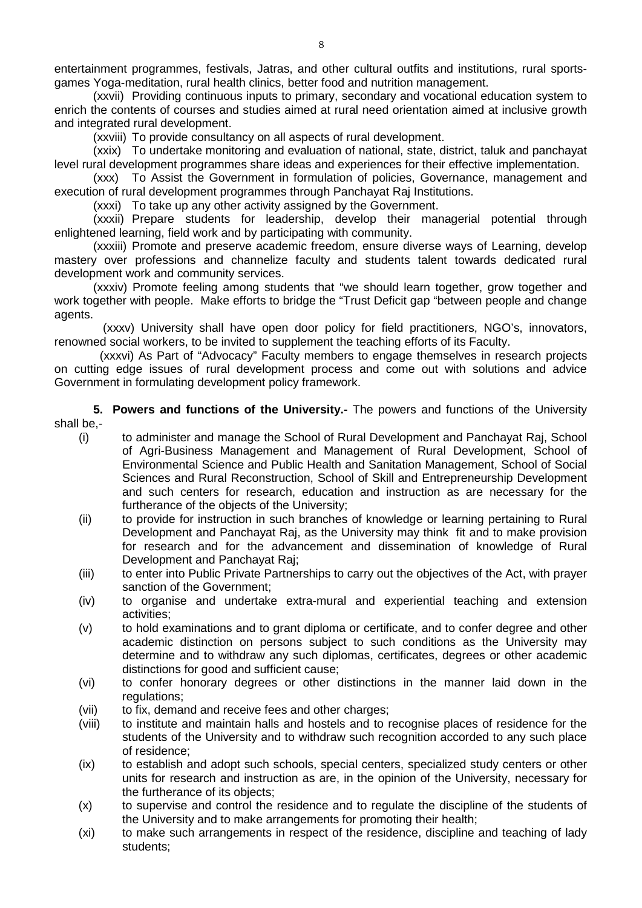entertainment programmes, festivals, Jatras, and other cultural outfits and institutions, rural sports-games Yoga-meditation, rural health clinics, better food and nutrition management.

(xxvii) Providing continuous inputs to primary, secondary and vocational education system to enrich the contents of courses and studies aimed at rural need orientation aimed at inclusive growth and integrated rural development.

(xxviii) To provide consultancy on all aspects of rural development.

(xxix) To undertake monitoring and evaluation of national, state, district, taluk and panchayat level rural development programmes share ideas and experiences for their effective implementation.

(xxx) To Assist the Government in formulation of policies, Governance, management and execution of rural development programmes through Panchayat Raj Institutions.

(xxxi) To take up any other activity assigned by the Government.

(xxxii) Prepare students for leadership, develop their managerial potential through enlightened learning, field work and by participating with community.

(xxxiii) Promote and preserve academic freedom, ensure diverse ways of Learning, develop mastery over professions and channelize faculty and students talent towards dedicated rural development work and community services.

(xxxiv) Promote feeling among students that "we should learn together, grow together and work together with people. Make efforts to bridge the "Trust Deficit gap "between people and change agents.

(xxxv) University shall have open door policy for field practitioners, NGO's, innovators, renowned social workers, to be invited to supplement the teaching efforts of its Faculty.

(xxxvi) As Part of "Advocacy" Faculty members to engage themselves in research projects on cutting edge issues of rural development process and come out with solutions and advice Government in formulating development policy framework.

**5. Powers and functions of the University.-** The powers and functions of the University shall be,-

(i) to administer and manage the School of Rural Development and Panchayat Raj, School of Agri-Business Management and Management of Rural Development, School of Environmental Science and Public Health and Sanitation Management, School of Social Sciences and Rural Reconstruction, School of Skill and Entrepreneurship Development and such centers for research, education and instruction as are necessary for the furtherance of the objects of the University;

(ii) to provide for instruction in such branches of knowledge or learning pertaining to Rural Development and Panchayat Raj, as the University may think fit and to make provision for research and for the advancement and dissemination of knowledge of Rural Development and Panchayat Raj;

(iii) to enter into Public Private Partnerships to carry out the objectives of the Act, with prayer sanction of the Government;

(iv) to organise and undertake extra-mural and experiential teaching and extension activities;

(v) to hold examinations and to grant diploma or certificate, and to confer degree and other academic distinction on persons subject to such conditions as the University may determine and to withdraw any such diplomas, certificates, degrees or other academic distinctions for good and sufficient cause;

(vi) to confer honorary degrees or other distinctions in the manner laid down in the regulations;

(vii) to fix, demand and receive fees and other charges;

(viii) to institute and maintain halls and hostels and to recognise places of residence for the students of the University and to withdraw such recognition accorded to any such place of residence;

(ix) to establish and adopt such schools, special centers, specialized study centers or other units for research and instruction as are, in the opinion of the University, necessary for the furtherance of its objects;

(x) to supervise and control the residence and to regulate the discipline of the students of the University and to make arrangements for promoting their health;

(xi) to make such arrangements in respect of the residence, discipline and teaching of lady students;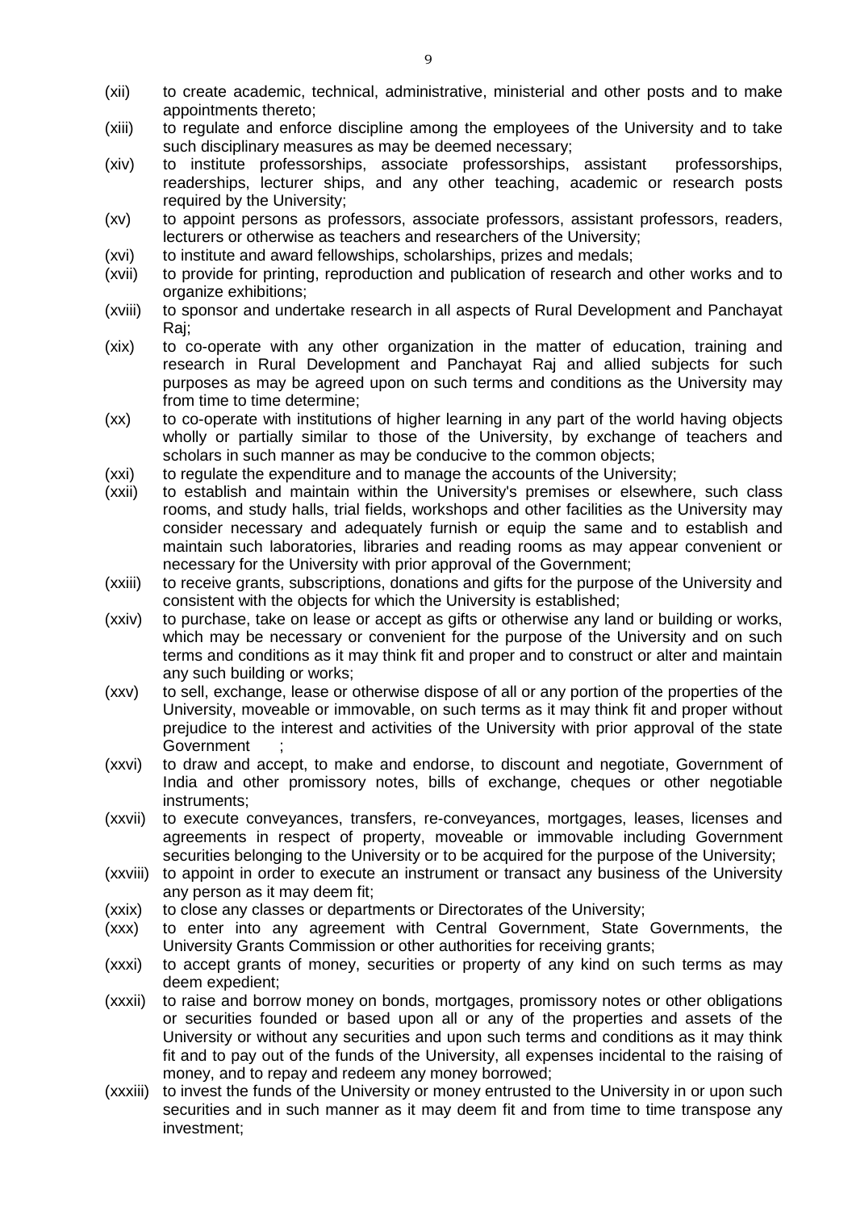(xii) to create academic, technical, administrative, ministerial and other posts and to make appointments thereto;

(xiii) to regulate and enforce discipline among the employees of the University and to take such disciplinary measures as may be deemed necessary;

(xiv) to institute professorships, associate professorships, assistant professorships, readerships, lecturer ships, and any other teaching, academic or research posts required by the University;

(xv) to appoint persons as professors, associate professors, assistant professors, readers, lecturers or otherwise as teachers and researchers of the University;

(xvi) to institute and award fellowships, scholarships, prizes and medals;

(xvii) to provide for printing, reproduction and publication of research and other works and to organize exhibitions;

(xviii) to sponsor and undertake research in all aspects of Rural Development and Panchayat Raj;

(xix) to co-operate with any other organization in the matter of education, training and research in Rural Development and Panchayat Raj and allied subjects for such purposes as may be agreed upon on such terms and conditions as the University may from time to time determine;

(xx) to co-operate with institutions of higher learning in any part of the world having objects wholly or partially similar to those of the University, by exchange of teachers and scholars in such manner as may be conducive to the common objects;

(xxi) to regulate the expenditure and to manage the accounts of the University;

(xxii) to establish and maintain within the University's premises or elsewhere, such class rooms, and study halls, trial fields, workshops and other facilities as the University may consider necessary and adequately furnish or equip the same and to establish and maintain such laboratories, libraries and reading rooms as may appear convenient or necessary for the University with prior approval of the Government;

(xxiii) to receive grants, subscriptions, donations and gifts for the purpose of the University and consistent with the objects for which the University is established;

(xxiv) to purchase, take on lease or accept as gifts or otherwise any land or building or works, which may be necessary or convenient for the purpose of the University and on such terms and conditions as it may think fit and proper and to construct or alter and maintain any such building or works;

(xxv) to sell, exchange, lease or otherwise dispose of all or any portion of the properties of the University, moveable or immovable, on such terms as it may think fit and proper without prejudice to the interest and activities of the University with prior approval of the state Government ;

(xxvi) to draw and accept, to make and endorse, to discount and negotiate, Government of India and other promissory notes, bills of exchange, cheques or other negotiable instruments;

(xxvii) to execute conveyances, transfers, re-conveyances, mortgages, leases, licenses and agreements in respect of property, moveable or immovable including Government securities belonging to the University or to be acquired for the purpose of the University;

(xxviii) to appoint in order to execute an instrument or transact any business of the University any person as it may deem fit;

(xxix) to close any classes or departments or Directorates of the University;

(xxx) to enter into any agreement with Central Government, State Governments, the University Grants Commission or other authorities for receiving grants;

(xxxi) to accept grants of money, securities or property of any kind on such terms as may deem expedient;

(xxxii) to raise and borrow money on bonds, mortgages, promissory notes or other obligations or securities founded or based upon all or any of the properties and assets of the University or without any securities and upon such terms and conditions as it may think fit and to pay out of the funds of the University, all expenses incidental to the raising of money, and to repay and redeem any money borrowed;

(xxxiii) to invest the funds of the University or money entrusted to the University in or upon such securities and in such manner as it may deem fit and from time to time transpose any investment;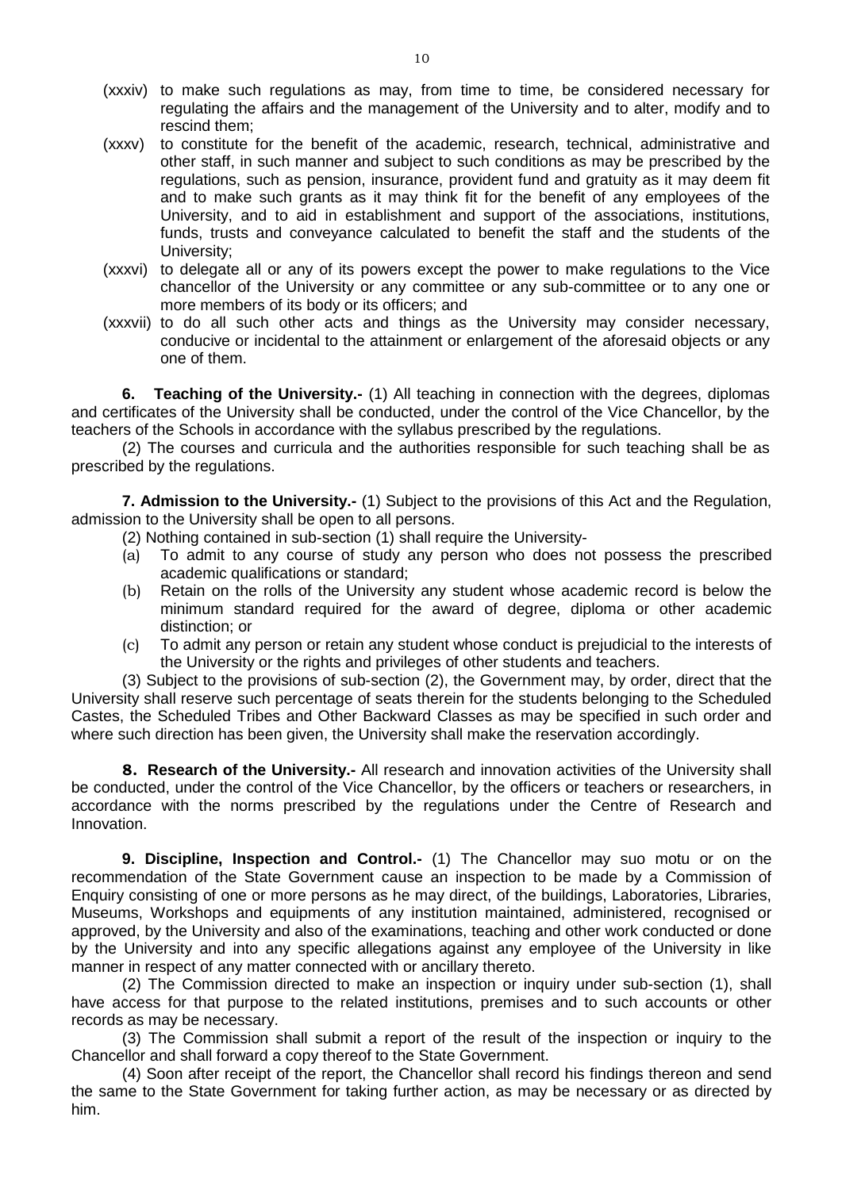(xxxiv) to make such regulations as may, from time to time, be considered necessary for regulating the affairs and the management of the University and to alter, modify and to rescind them;

(xxxv) to constitute for the benefit of the academic, research, technical, administrative and other staff, in such manner and subject to such conditions as may be prescribed by the regulations, such as pension, insurance, provident fund and gratuity as it may deem fit and to make such grants as it may think fit for the benefit of any employees of the University, and to aid in establishment and support of the associations, institutions, funds, trusts and conveyance calculated to benefit the staff and the students of the University;

(xxxvi) to delegate all or any of its powers except the power to make regulations to the Vice chancellor of the University or any committee or any sub-committee or to any one or more members of its body or its officers; and

(xxxvii) to do all such other acts and things as the University may consider necessary, conducive or incidental to the attainment or enlargement of the aforesaid objects or any one of them.

**6. Teaching of the University.-** (1) All teaching in connection with the degrees, diplomas and certificates of the University shall be conducted, under the control of the Vice Chancellor, by the teachers of the Schools in accordance with the syllabus prescribed by the regulations.

(2) The courses and curricula and the authorities responsible for such teaching shall be as prescribed by the regulations.

**7. Admission to the University.-** (1) Subject to the provisions of this Act and the Regulation, admission to the University shall be open to all persons.

(2) Nothing contained in sub-section (1) shall require the University-

(a) To admit to any course of study any person who does not possess the prescribed academic qualifications or standard;

(b) Retain on the rolls of the University any student whose academic record is below the minimum standard required for the award of degree, diploma or other academic distinction; or

(c) To admit any person or retain any student whose conduct is prejudicial to the interests of the University or the rights and privileges of other students and teachers.

(3) Subject to the provisions of sub-section (2), the Government may, by order, direct that the University shall reserve such percentage of seats therein for the students belonging to the Scheduled Castes, the Scheduled Tribes and Other Backward Classes as may be specified in such order and where such direction has been given, the University shall make the reservation accordingly.

**8. Research of the University.-** All research and innovation activities of the University shall be conducted, under the control of the Vice Chancellor, by the officers or teachers or researchers, in accordance with the norms prescribed by the regulations under the Centre of Research and Innovation.

**9. Discipline, Inspection and Control.-** (1) The Chancellor may suo motu or on the recommendation of the State Government cause an inspection to be made by a Commission of Enquiry consisting of one or more persons as he may direct, of the buildings, Laboratories, Libraries, Museums, Workshops and equipments of any institution maintained, administered, recognised or approved, by the University and also of the examinations, teaching and other work conducted or done by the University and into any specific allegations against any employee of the University in like manner in respect of any matter connected with or ancillary thereto.

(2) The Commission directed to make an inspection or inquiry under sub-section (1), shall have access for that purpose to the related institutions, premises and to such accounts or other records as may be necessary.

(3) The Commission shall submit a report of the result of the inspection or inquiry to the Chancellor and shall forward a copy thereof to the State Government.

(4) Soon after receipt of the report, the Chancellor shall record his findings thereon and send the same to the State Government for taking further action, as may be necessary or as directed by him.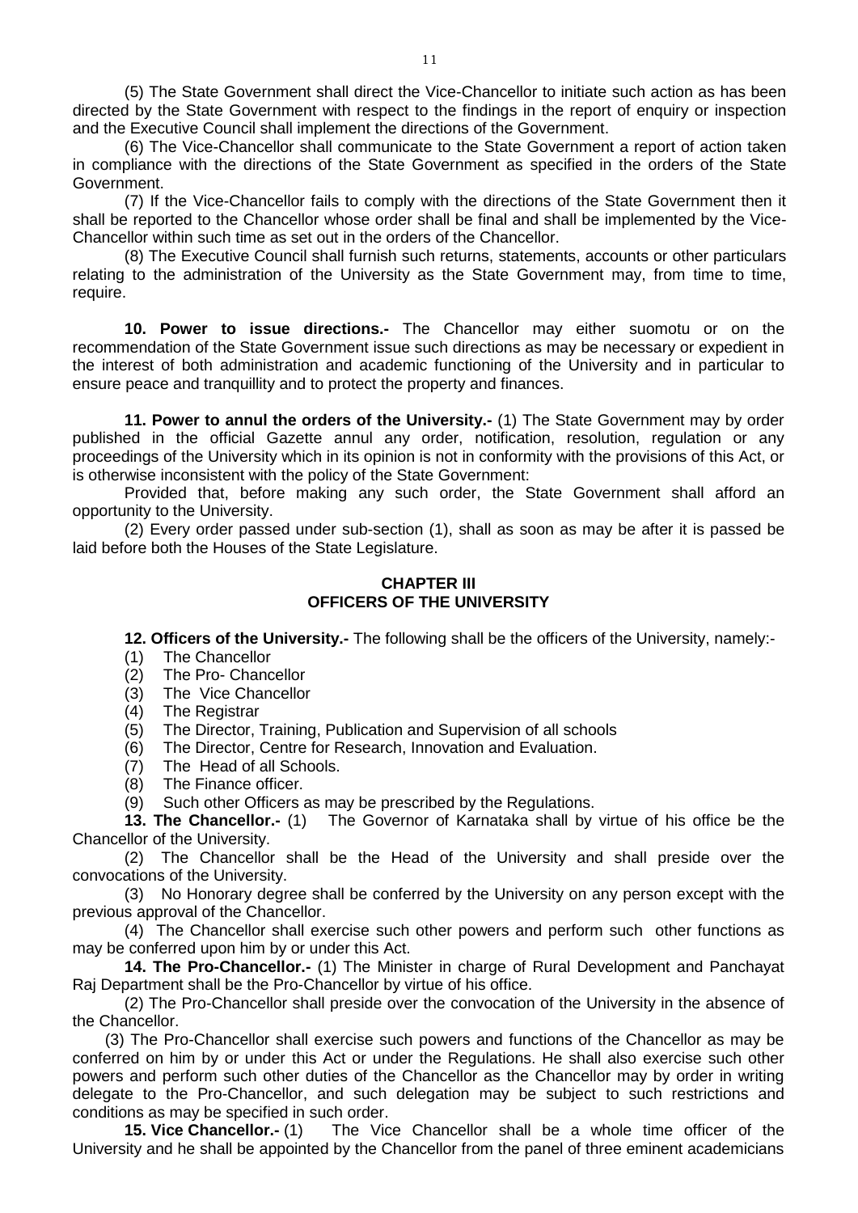(5) The State Government shall direct the Vice-Chancellor to initiate such action as has been directed by the State Government with respect to the findings in the report of enquiry or inspection and the Executive Council shall implement the directions of the Government.

(6) The Vice-Chancellor shall communicate to the State Government a report of action taken in compliance with the directions of the State Government as specified in the orders of the State Government.

(7) If the Vice-Chancellor fails to comply with the directions of the State Government then it shall be reported to the Chancellor whose order shall be final and shall be implemented by the Vice-Chancellor within such time as set out in the orders of the Chancellor.

(8) The Executive Council shall furnish such returns, statements, accounts or other particulars relating to the administration of the University as the State Government may, from time to time, require.

**10. Power to issue directions.-** The Chancellor may either suomotu or on the recommendation of the State Government issue such directions as may be necessary or expedient in the interest of both administration and academic functioning of the University and in particular to ensure peace and tranquillity and to protect the property and finances.

**11. Power to annul the orders of the University.-** (1) The State Government may by order published in the official Gazette annul any order, notification, resolution, regulation or any proceedings of the University which in its opinion is not in conformity with the provisions of this Act, or is otherwise inconsistent with the policy of the State Government:

Provided that, before making any such order, the State Government shall afford an opportunity to the University.

(2) Every order passed under sub-section (1), shall as soon as may be after it is passed be laid before both the Houses of the State Legislature.

## CHAPTER III
## OFFICERS OF THE UNIVERSITY

**12. Officers of the University.-** The following shall be the officers of the University, namely:-

(1) The Chancellor
(2) The Pro- Chancellor
(3) The Vice Chancellor
(4) The Registrar
(5) The Director, Training, Publication and Supervision of all schools
(6) The Director, Centre for Research, Innovation and Evaluation.
(7) The Head of all Schools.
(8) The Finance officer.
(9) Such other Officers as may be prescribed by the Regulations.

**13. The Chancellor.-** (1) The Governor of Karnataka shall by virtue of his office be the Chancellor of the University.

(2) The Chancellor shall be the Head of the University and shall preside over the convocations of the University.

(3) No Honorary degree shall be conferred by the University on any person except with the previous approval of the Chancellor.

(4) The Chancellor shall exercise such other powers and perform such other functions as may be conferred upon him by or under this Act.

**14. The Pro-Chancellor.-** (1) The Minister in charge of Rural Development and Panchayat Raj Department shall be the Pro-Chancellor by virtue of his office.

(2) The Pro-Chancellor shall preside over the convocation of the University in the absence of the Chancellor.

(3) The Pro-Chancellor shall exercise such powers and functions of the Chancellor as may be conferred on him by or under this Act or under the Regulations. He shall also exercise such other powers and perform such other duties of the Chancellor as the Chancellor may by order in writing delegate to the Pro-Chancellor, and such delegation may be subject to such restrictions and conditions as may be specified in such order.

**15. Vice Chancellor.-** (1) The Vice Chancellor shall be a whole time officer of the University and he shall be appointed by the Chancellor from the panel of three eminent academicians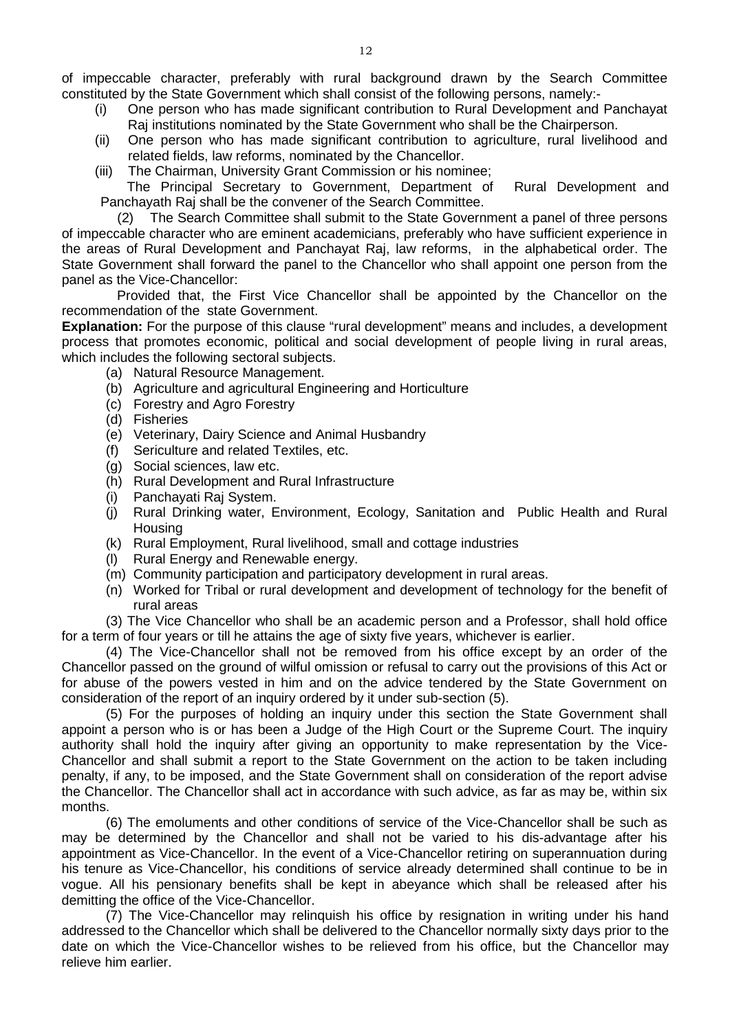of impeccable character, preferably with rural background drawn by the Search Committee constituted by the State Government which shall consist of the following persons, namely:-

- (i) One person who has made significant contribution to Rural Development and Panchayat Raj institutions nominated by the State Government who shall be the Chairperson.
- (ii) One person who has made significant contribution to agriculture, rural livelihood and related fields, law reforms, nominated by the Chancellor.
- (iii) The Chairman, University Grant Commission or his nominee;

The Principal Secretary to Government, Department of Rural Development and Panchayath Raj shall be the convener of the Search Committee.

(2) The Search Committee shall submit to the State Government a panel of three persons of impeccable character who are eminent academicians, preferably who have sufficient experience in the areas of Rural Development and Panchayat Raj, law reforms, in the alphabetical order. The State Government shall forward the panel to the Chancellor who shall appoint one person from the panel as the Vice-Chancellor:

Provided that, the First Vice Chancellor shall be appointed by the Chancellor on the recommendation of the state Government.

**Explanation:** For the purpose of this clause "rural development" means and includes, a development process that promotes economic, political and social development of people living in rural areas, which includes the following sectoral subjects.

- (a) Natural Resource Management.
- (b) Agriculture and agricultural Engineering and Horticulture
- (c) Forestry and Agro Forestry
- (d) Fisheries
- (e) Veterinary, Dairy Science and Animal Husbandry
- (f) Sericulture and related Textiles, etc.
- (g) Social sciences, law etc.
- (h) Rural Development and Rural Infrastructure
- (i) Panchayati Raj System.
- (j) Rural Drinking water, Environment, Ecology, Sanitation and Public Health and Rural Housing
- (k) Rural Employment, Rural livelihood, small and cottage industries
- (l) Rural Energy and Renewable energy.
- (m) Community participation and participatory development in rural areas.
- (n) Worked for Tribal or rural development and development of technology for the benefit of rural areas

(3) The Vice Chancellor who shall be an academic person and a Professor, shall hold office for a term of four years or till he attains the age of sixty five years, whichever is earlier.

(4) The Vice-Chancellor shall not be removed from his office except by an order of the Chancellor passed on the ground of wilful omission or refusal to carry out the provisions of this Act or for abuse of the powers vested in him and on the advice tendered by the State Government on consideration of the report of an inquiry ordered by it under sub-section (5).

(5) For the purposes of holding an inquiry under this section the State Government shall appoint a person who is or has been a Judge of the High Court or the Supreme Court. The inquiry authority shall hold the inquiry after giving an opportunity to make representation by the Vice-Chancellor and shall submit a report to the State Government on the action to be taken including penalty, if any, to be imposed, and the State Government shall on consideration of the report advise the Chancellor. The Chancellor shall act in accordance with such advice, as far as may be, within six months.

(6) The emoluments and other conditions of service of the Vice-Chancellor shall be such as may be determined by the Chancellor and shall not be varied to his dis-advantage after his appointment as Vice-Chancellor. In the event of a Vice-Chancellor retiring on superannuation during his tenure as Vice-Chancellor, his conditions of service already determined shall continue to be in vogue. All his pensionary benefits shall be kept in abeyance which shall be released after his demitting the office of the Vice-Chancellor.

(7) The Vice-Chancellor may relinquish his office by resignation in writing under his hand addressed to the Chancellor which shall be delivered to the Chancellor normally sixty days prior to the date on which the Vice-Chancellor wishes to be relieved from his office, but the Chancellor may relieve him earlier.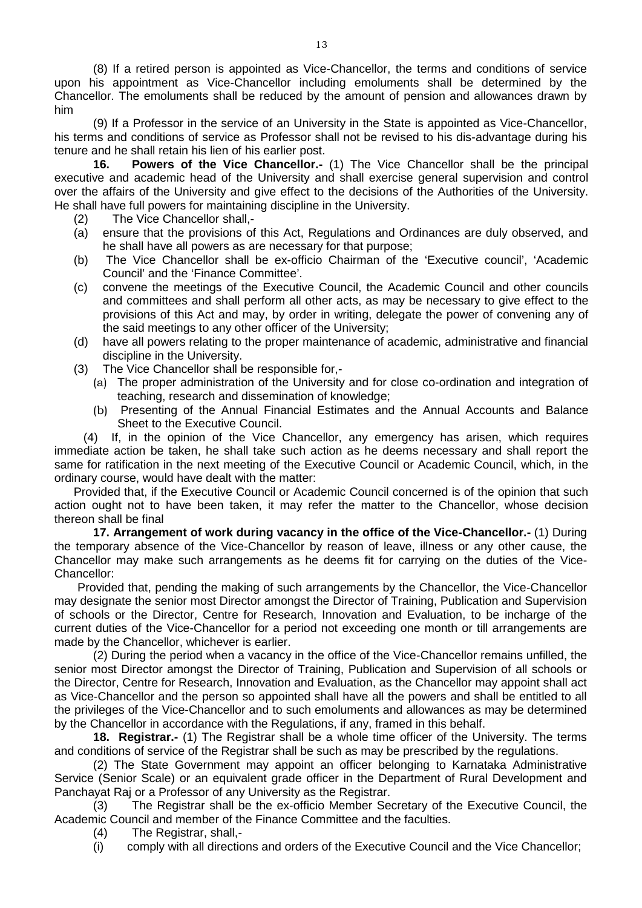(8) If a retired person is appointed as Vice-Chancellor, the terms and conditions of service upon his appointment as Vice-Chancellor including emoluments shall be determined by the Chancellor. The emoluments shall be reduced by the amount of pension and allowances drawn by him

(9) If a Professor in the service of an University in the State is appointed as Vice-Chancellor, his terms and conditions of service as Professor shall not be revised to his dis-advantage during his tenure and he shall retain his lien of his earlier post.

**16. Powers of the Vice Chancellor.-** (1) The Vice Chancellor shall be the principal executive and academic head of the University and shall exercise general supervision and control over the affairs of the University and give effect to the decisions of the Authorities of the University. He shall have full powers for maintaining discipline in the University.

(2) The Vice Chancellor shall,-

(a) ensure that the provisions of this Act, Regulations and Ordinances are duly observed, and he shall have all powers as are necessary for that purpose;

(b) The Vice Chancellor shall be ex-officio Chairman of the 'Executive council', 'Academic Council' and the 'Finance Committee'.

(c) convene the meetings of the Executive Council, the Academic Council and other councils and committees and shall perform all other acts, as may be necessary to give effect to the provisions of this Act and may, by order in writing, delegate the power of convening any of the said meetings to any other officer of the University;

(d) have all powers relating to the proper maintenance of academic, administrative and financial discipline in the University.

(3) The Vice Chancellor shall be responsible for,-

(a) The proper administration of the University and for close co-ordination and integration of teaching, research and dissemination of knowledge;

(b) Presenting of the Annual Financial Estimates and the Annual Accounts and Balance Sheet to the Executive Council.

(4) If, in the opinion of the Vice Chancellor, any emergency has arisen, which requires immediate action be taken, he shall take such action as he deems necessary and shall report the same for ratification in the next meeting of the Executive Council or Academic Council, which, in the ordinary course, would have dealt with the matter:

Provided that, if the Executive Council or Academic Council concerned is of the opinion that such action ought not to have been taken, it may refer the matter to the Chancellor, whose decision thereon shall be final

**17. Arrangement of work during vacancy in the office of the Vice-Chancellor.-** (1) During the temporary absence of the Vice-Chancellor by reason of leave, illness or any other cause, the Chancellor may make such arrangements as he deems fit for carrying on the duties of the Vice-Chancellor:

Provided that, pending the making of such arrangements by the Chancellor, the Vice-Chancellor may designate the senior most Director amongst the Director of Training, Publication and Supervision of schools or the Director, Centre for Research, Innovation and Evaluation, to be incharge of the current duties of the Vice-Chancellor for a period not exceeding one month or till arrangements are made by the Chancellor, whichever is earlier.

(2) During the period when a vacancy in the office of the Vice-Chancellor remains unfilled, the senior most Director amongst the Director of Training, Publication and Supervision of all schools or the Director, Centre for Research, Innovation and Evaluation, as the Chancellor may appoint shall act as Vice-Chancellor and the person so appointed shall have all the powers and shall be entitled to all the privileges of the Vice-Chancellor and to such emoluments and allowances as may be determined by the Chancellor in accordance with the Regulations, if any, framed in this behalf.

**18. Registrar.-** (1) The Registrar shall be a whole time officer of the University. The terms and conditions of service of the Registrar shall be such as may be prescribed by the regulations.

(2) The State Government may appoint an officer belonging to Karnataka Administrative Service (Senior Scale) or an equivalent grade officer in the Department of Rural Development and Panchayat Raj or a Professor of any University as the Registrar.

(3) The Registrar shall be the ex-officio Member Secretary of the Executive Council, the Academic Council and member of the Finance Committee and the faculties.

(4) The Registrar, shall,-

(i) comply with all directions and orders of the Executive Council and the Vice Chancellor;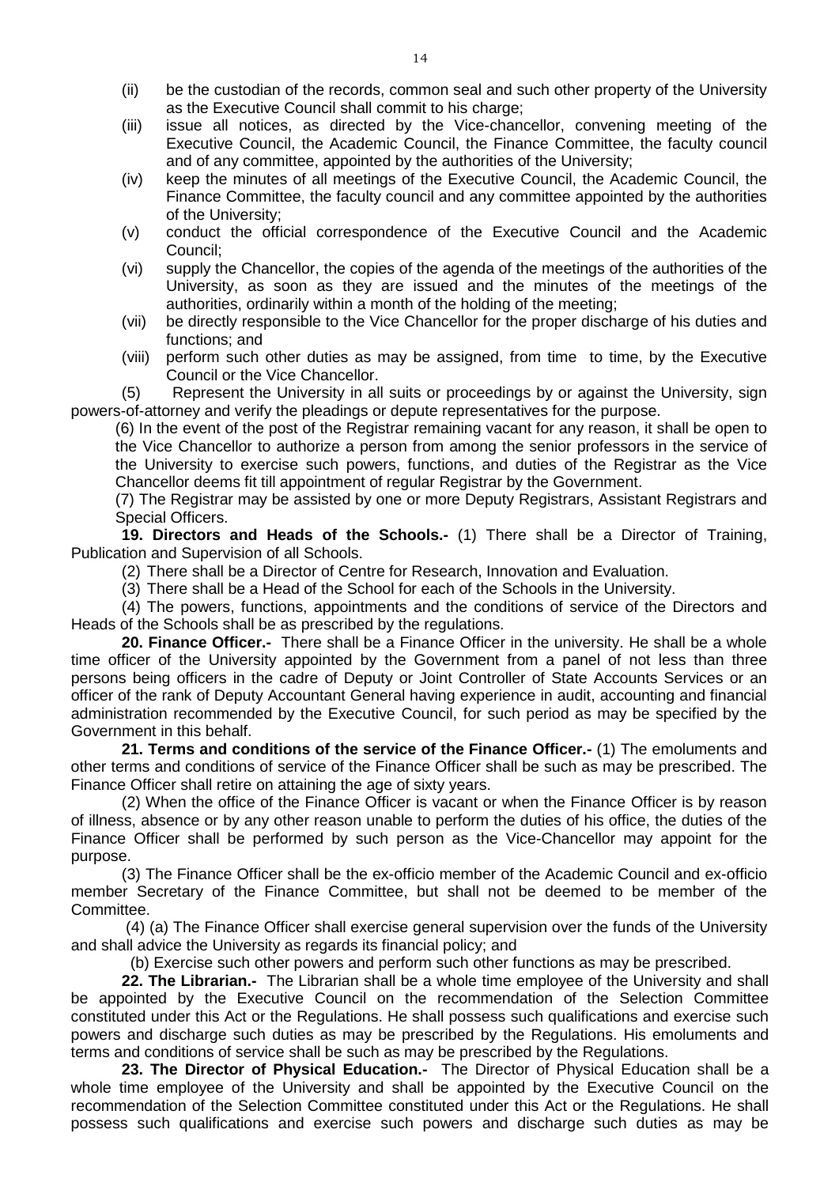(ii) be the custodian of the records, common seal and such other property of the University as the Executive Council shall commit to his charge;

(iii) issue all notices, as directed by the Vice-chancellor, convening meeting of the Executive Council, the Academic Council, the Finance Committee, the faculty council and of any committee, appointed by the authorities of the University;

(iv) keep the minutes of all meetings of the Executive Council, the Academic Council, the Finance Committee, the faculty council and any committee appointed by the authorities of the University;

(v) conduct the official correspondence of the Executive Council and the Academic Council;

(vi) supply the Chancellor, the copies of the agenda of the meetings of the authorities of the University, as soon as they are issued and the minutes of the meetings of the authorities, ordinarily within a month of the holding of the meeting;

(vii) be directly responsible to the Vice Chancellor for the proper discharge of his duties and functions; and

(viii) perform such other duties as may be assigned, from time to time, by the Executive Council or the Vice Chancellor.

(5) Represent the University in all suits or proceedings by or against the University, sign powers-of-attorney and verify the pleadings or depute representatives for the purpose.

(6) In the event of the post of the Registrar remaining vacant for any reason, it shall be open to the Vice Chancellor to authorize a person from among the senior professors in the service of the University to exercise such powers, functions, and duties of the Registrar as the Vice Chancellor deems fit till appointment of regular Registrar by the Government.

(7) The Registrar may be assisted by one or more Deputy Registrars, Assistant Registrars and Special Officers.

**19. Directors and Heads of the Schools.-** (1) There shall be a Director of Training, Publication and Supervision of all Schools.

(2) There shall be a Director of Centre for Research, Innovation and Evaluation.

(3) There shall be a Head of the School for each of the Schools in the University.

(4) The powers, functions, appointments and the conditions of service of the Directors and Heads of the Schools shall be as prescribed by the regulations.

**20. Finance Officer.-** There shall be a Finance Officer in the university. He shall be a whole time officer of the University appointed by the Government from a panel of not less than three persons being officers in the cadre of Deputy or Joint Controller of State Accounts Services or an officer of the rank of Deputy Accountant General having experience in audit, accounting and financial administration recommended by the Executive Council, for such period as may be specified by the Government in this behalf.

**21. Terms and conditions of the service of the Finance Officer.-** (1) The emoluments and other terms and conditions of service of the Finance Officer shall be such as may be prescribed. The Finance Officer shall retire on attaining the age of sixty years.

(2) When the office of the Finance Officer is vacant or when the Finance Officer is by reason of illness, absence or by any other reason unable to perform the duties of his office, the duties of the Finance Officer shall be performed by such person as the Vice-Chancellor may appoint for the purpose.

(3) The Finance Officer shall be the ex-officio member of the Academic Council and ex-officio member Secretary of the Finance Committee, but shall not be deemed to be member of the Committee.

(4) (a) The Finance Officer shall exercise general supervision over the funds of the University and shall advice the University as regards its financial policy; and

(b) Exercise such other powers and perform such other functions as may be prescribed.

**22. The Librarian.-** The Librarian shall be a whole time employee of the University and shall be appointed by the Executive Council on the recommendation of the Selection Committee constituted under this Act or the Regulations. He shall possess such qualifications and exercise such powers and discharge such duties as may be prescribed by the Regulations. His emoluments and terms and conditions of service shall be such as may be prescribed by the Regulations.

**23. The Director of Physical Education.-** The Director of Physical Education shall be a whole time employee of the University and shall be appointed by the Executive Council on the recommendation of the Selection Committee constituted under this Act or the Regulations. He shall possess such qualifications and exercise such powers and discharge such duties as may be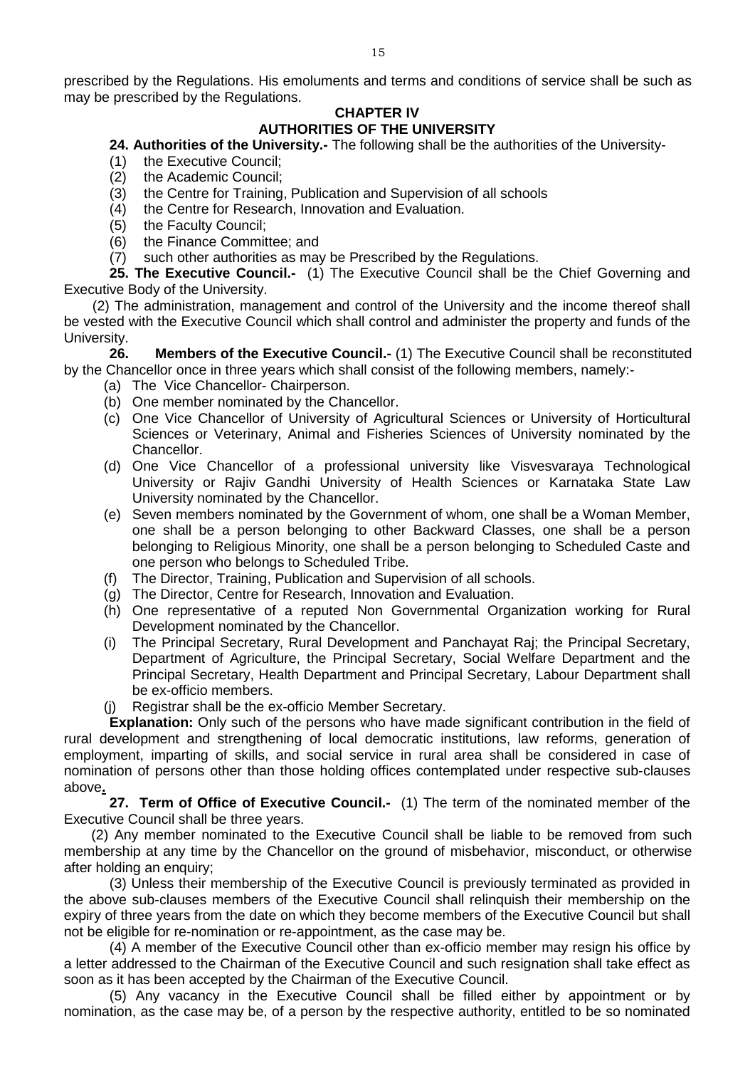prescribed by the Regulations. His emoluments and terms and conditions of service shall be such as may be prescribed by the Regulations.

## CHAPTER IV
## AUTHORITIES OF THE UNIVERSITY

**24. Authorities of the University.-** The following shall be the authorities of the University-

(1) the Executive Council;
(2) the Academic Council;
(3) the Centre for Training, Publication and Supervision of all schools
(4) the Centre for Research, Innovation and Evaluation.
(5) the Faculty Council;
(6) the Finance Committee; and
(7) such other authorities as may be Prescribed by the Regulations.

**25. The Executive Council.-** (1) The Executive Council shall be the Chief Governing and Executive Body of the University.

(2) The administration, management and control of the University and the income thereof shall be vested with the Executive Council which shall control and administer the property and funds of the University.

**26. Members of the Executive Council.-** (1) The Executive Council shall be reconstituted by the Chancellor once in three years which shall consist of the following members, namely:-

(a) The Vice Chancellor- Chairperson.
(b) One member nominated by the Chancellor.
(c) One Vice Chancellor of University of Agricultural Sciences or University of Horticultural Sciences or Veterinary, Animal and Fisheries Sciences of University nominated by the Chancellor.
(d) One Vice Chancellor of a professional university like Visvesvaraya Technological University or Rajiv Gandhi University of Health Sciences or Karnataka State Law University nominated by the Chancellor.
(e) Seven members nominated by the Government of whom, one shall be a Woman Member, one shall be a person belonging to other Backward Classes, one shall be a person belonging to Religious Minority, one shall be a person belonging to Scheduled Caste and one person who belongs to Scheduled Tribe.
(f) The Director, Training, Publication and Supervision of all schools.
(g) The Director, Centre for Research, Innovation and Evaluation.
(h) One representative of a reputed Non Governmental Organization working for Rural Development nominated by the Chancellor.
(i) The Principal Secretary, Rural Development and Panchayat Raj; the Principal Secretary, Department of Agriculture, the Principal Secretary, Social Welfare Department and the Principal Secretary, Health Department and Principal Secretary, Labour Department shall be ex-officio members.
(j) Registrar shall be the ex-officio Member Secretary.

**Explanation:** Only such of the persons who have made significant contribution in the field of rural development and strengthening of local democratic institutions, law reforms, generation of employment, imparting of skills, and social service in rural area shall be considered in case of nomination of persons other than those holding offices contemplated under respective sub-clauses above.

**27. Term of Office of Executive Council.-** (1) The term of the nominated member of the Executive Council shall be three years.

(2) Any member nominated to the Executive Council shall be liable to be removed from such membership at any time by the Chancellor on the ground of misbehavior, misconduct, or otherwise after holding an enquiry;

(3) Unless their membership of the Executive Council is previously terminated as provided in the above sub-clauses members of the Executive Council shall relinquish their membership on the expiry of three years from the date on which they become members of the Executive Council but shall not be eligible for re-nomination or re-appointment, as the case may be.

(4) A member of the Executive Council other than ex-officio member may resign his office by a letter addressed to the Chairman of the Executive Council and such resignation shall take effect as soon as it has been accepted by the Chairman of the Executive Council.

(5) Any vacancy in the Executive Council shall be filled either by appointment or by nomination, as the case may be, of a person by the respective authority, entitled to be so nominated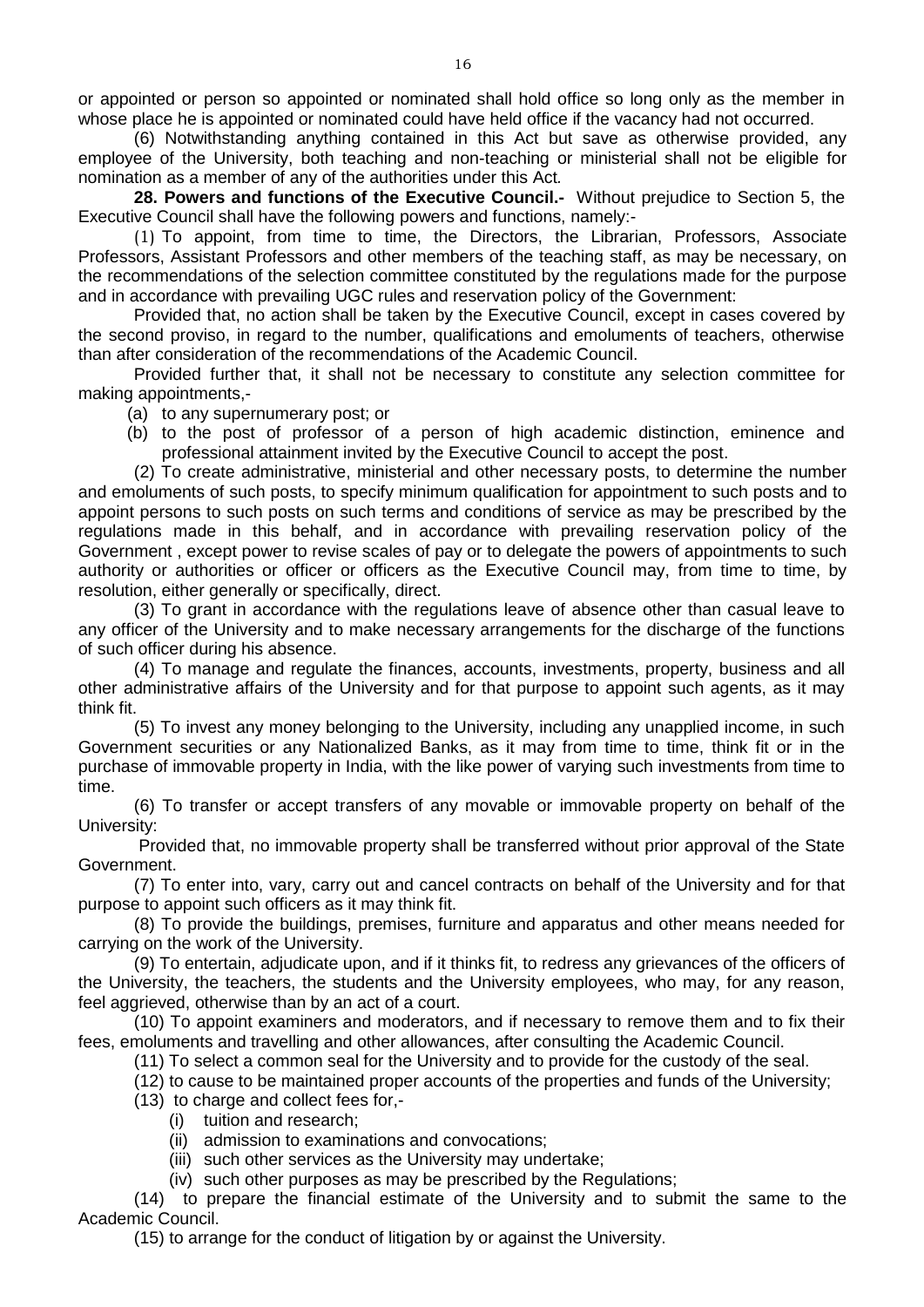or appointed or person so appointed or nominated shall hold office so long only as the member in whose place he is appointed or nominated could have held office if the vacancy had not occurred.

(6) Notwithstanding anything contained in this Act but save as otherwise provided, any employee of the University, both teaching and non-teaching or ministerial shall not be eligible for nomination as a member of any of the authorities under this Act.

**28. Powers and functions of the Executive Council.-** Without prejudice to Section 5, the Executive Council shall have the following powers and functions, namely:-

(1) To appoint, from time to time, the Directors, the Librarian, Professors, Associate Professors, Assistant Professors and other members of the teaching staff, as may be necessary, on the recommendations of the selection committee constituted by the regulations made for the purpose and in accordance with prevailing UGC rules and reservation policy of the Government:

Provided that, no action shall be taken by the Executive Council, except in cases covered by the second proviso, in regard to the number, qualifications and emoluments of teachers, otherwise than after consideration of the recommendations of the Academic Council.

Provided further that, it shall not be necessary to constitute any selection committee for making appointments,-

(a) to any supernumerary post; or

(b) to the post of professor of a person of high academic distinction, eminence and professional attainment invited by the Executive Council to accept the post.

(2) To create administrative, ministerial and other necessary posts, to determine the number and emoluments of such posts, to specify minimum qualification for appointment to such posts and to appoint persons to such posts on such terms and conditions of service as may be prescribed by the regulations made in this behalf, and in accordance with prevailing reservation policy of the Government , except power to revise scales of pay or to delegate the powers of appointments to such authority or authorities or officer or officers as the Executive Council may, from time to time, by resolution, either generally or specifically, direct.

(3) To grant in accordance with the regulations leave of absence other than casual leave to any officer of the University and to make necessary arrangements for the discharge of the functions of such officer during his absence.

(4) To manage and regulate the finances, accounts, investments, property, business and all other administrative affairs of the University and for that purpose to appoint such agents, as it may think fit.

(5) To invest any money belonging to the University, including any unapplied income, in such Government securities or any Nationalized Banks, as it may from time to time, think fit or in the purchase of immovable property in India, with the like power of varying such investments from time to time.

(6) To transfer or accept transfers of any movable or immovable property on behalf of the University:

Provided that, no immovable property shall be transferred without prior approval of the State Government.

(7) To enter into, vary, carry out and cancel contracts on behalf of the University and for that purpose to appoint such officers as it may think fit.

(8) To provide the buildings, premises, furniture and apparatus and other means needed for carrying on the work of the University.

(9) To entertain, adjudicate upon, and if it thinks fit, to redress any grievances of the officers of the University, the teachers, the students and the University employees, who may, for any reason, feel aggrieved, otherwise than by an act of a court.

(10) To appoint examiners and moderators, and if necessary to remove them and to fix their fees, emoluments and travelling and other allowances, after consulting the Academic Council.

(11) To select a common seal for the University and to provide for the custody of the seal.

(12) to cause to be maintained proper accounts of the properties and funds of the University;

(13) to charge and collect fees for,-

(i) tuition and research;

(ii) admission to examinations and convocations;

(iii) such other services as the University may undertake;

(iv) such other purposes as may be prescribed by the Regulations;

(14) to prepare the financial estimate of the University and to submit the same to the Academic Council.

(15) to arrange for the conduct of litigation by or against the University.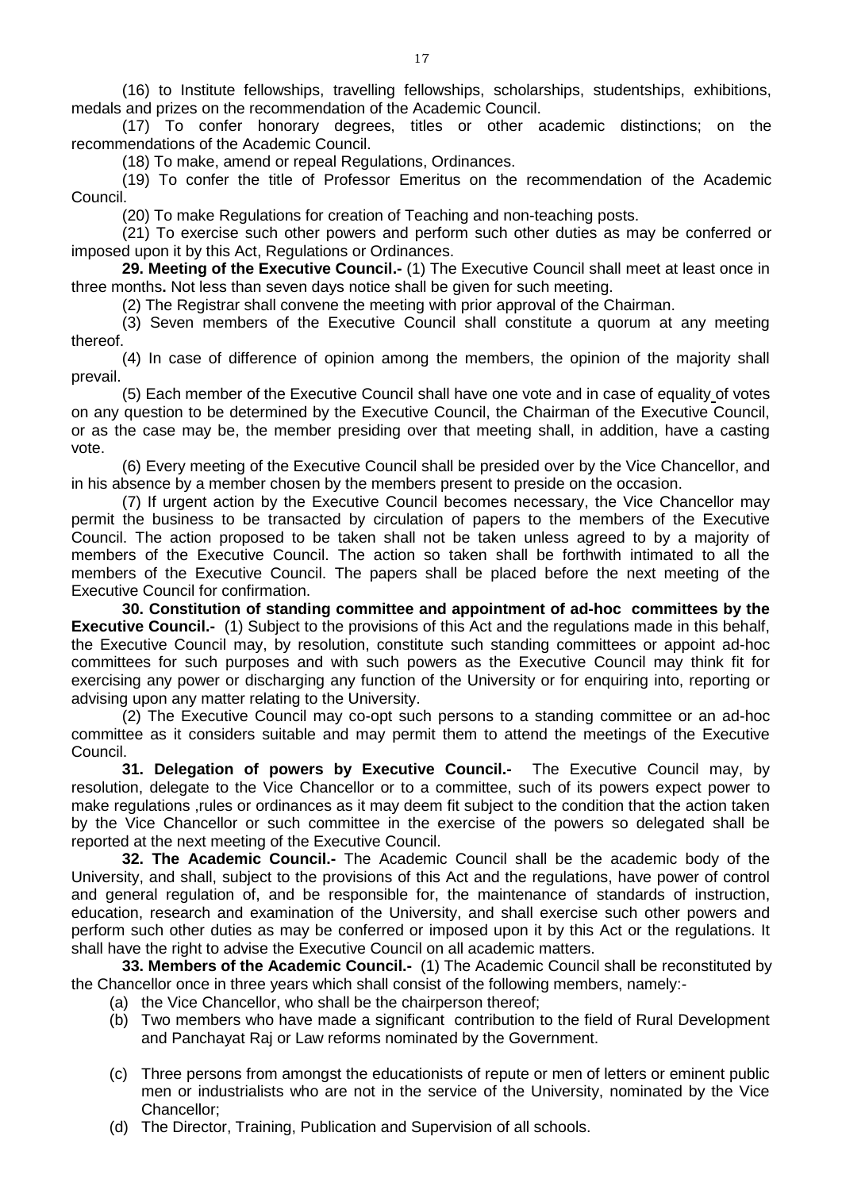(16) to Institute fellowships, travelling fellowships, scholarships, studentships, exhibitions, medals and prizes on the recommendation of the Academic Council.

(17) To confer honorary degrees, titles or other academic distinctions; on the recommendations of the Academic Council.

(18) To make, amend or repeal Regulations, Ordinances.

(19) To confer the title of Professor Emeritus on the recommendation of the Academic Council.

(20) To make Regulations for creation of Teaching and non-teaching posts.

(21) To exercise such other powers and perform such other duties as may be conferred or imposed upon it by this Act, Regulations or Ordinances.

**29. Meeting of the Executive Council.-** (1) The Executive Council shall meet at least once in three months**.** Not less than seven days notice shall be given for such meeting.

(2) The Registrar shall convene the meeting with prior approval of the Chairman.

(3) Seven members of the Executive Council shall constitute a quorum at any meeting thereof.

(4) In case of difference of opinion among the members, the opinion of the majority shall prevail.

(5) Each member of the Executive Council shall have one vote and in case of equality of votes on any question to be determined by the Executive Council, the Chairman of the Executive Council, or as the case may be, the member presiding over that meeting shall, in addition, have a casting vote.

(6) Every meeting of the Executive Council shall be presided over by the Vice Chancellor, and in his absence by a member chosen by the members present to preside on the occasion.

(7) If urgent action by the Executive Council becomes necessary, the Vice Chancellor may permit the business to be transacted by circulation of papers to the members of the Executive Council. The action proposed to be taken shall not be taken unless agreed to by a majority of members of the Executive Council. The action so taken shall be forthwith intimated to all the members of the Executive Council. The papers shall be placed before the next meeting of the Executive Council for confirmation.

**30. Constitution of standing committee and appointment of ad-hoc committees by the Executive Council.-** (1) Subject to the provisions of this Act and the regulations made in this behalf, the Executive Council may, by resolution, constitute such standing committees or appoint ad-hoc committees for such purposes and with such powers as the Executive Council may think fit for exercising any power or discharging any function of the University or for enquiring into, reporting or advising upon any matter relating to the University.

(2) The Executive Council may co-opt such persons to a standing committee or an ad-hoc committee as it considers suitable and may permit them to attend the meetings of the Executive Council.

**31. Delegation of powers by Executive Council.-** The Executive Council may, by resolution, delegate to the Vice Chancellor or to a committee, such of its powers expect power to make regulations ,rules or ordinances as it may deem fit subject to the condition that the action taken by the Vice Chancellor or such committee in the exercise of the powers so delegated shall be reported at the next meeting of the Executive Council.

**32. The Academic Council.-** The Academic Council shall be the academic body of the University, and shall, subject to the provisions of this Act and the regulations, have power of control and general regulation of, and be responsible for, the maintenance of standards of instruction, education, research and examination of the University, and shall exercise such other powers and perform such other duties as may be conferred or imposed upon it by this Act or the regulations. It shall have the right to advise the Executive Council on all academic matters.

**33. Members of the Academic Council.-** (1) The Academic Council shall be reconstituted by the Chancellor once in three years which shall consist of the following members, namely:-

(a) the Vice Chancellor, who shall be the chairperson thereof;

(b) Two members who have made a significant contribution to the field of Rural Development and Panchayat Raj or Law reforms nominated by the Government.

(c) Three persons from amongst the educationists of repute or men of letters or eminent public men or industrialists who are not in the service of the University, nominated by the Vice Chancellor;

(d) The Director, Training, Publication and Supervision of all schools.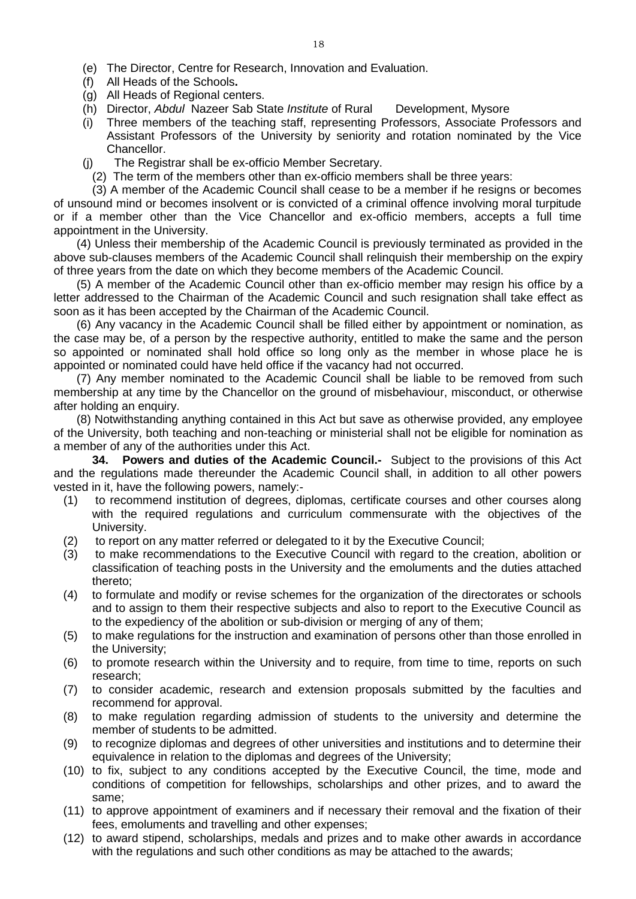(e) The Director, Centre for Research, Innovation and Evaluation.
(f) All Heads of the Schools**.**
(g) All Heads of Regional centers.
(h) Director, *Abdul* Nazeer Sab State *Institute* of Rural Development, Mysore
(i) Three members of the teaching staff, representing Professors, Associate Professors and Assistant Professors of the University by seniority and rotation nominated by the Vice Chancellor.
(j) The Registrar shall be ex-officio Member Secretary.

(2) The term of the members other than ex-officio members shall be three years:

(3) A member of the Academic Council shall cease to be a member if he resigns or becomes of unsound mind or becomes insolvent or is convicted of a criminal offence involving moral turpitude or if a member other than the Vice Chancellor and ex-officio members, accepts a full time appointment in the University.

(4) Unless their membership of the Academic Council is previously terminated as provided in the above sub-clauses members of the Academic Council shall relinquish their membership on the expiry of three years from the date on which they become members of the Academic Council.

(5) A member of the Academic Council other than ex-officio member may resign his office by a letter addressed to the Chairman of the Academic Council and such resignation shall take effect as soon as it has been accepted by the Chairman of the Academic Council.

(6) Any vacancy in the Academic Council shall be filled either by appointment or nomination, as the case may be, of a person by the respective authority, entitled to make the same and the person so appointed or nominated shall hold office so long only as the member in whose place he is appointed or nominated could have held office if the vacancy had not occurred.

(7) Any member nominated to the Academic Council shall be liable to be removed from such membership at any time by the Chancellor on the ground of misbehaviour, misconduct, or otherwise after holding an enquiry.

(8) Notwithstanding anything contained in this Act but save as otherwise provided, any employee of the University, both teaching and non-teaching or ministerial shall not be eligible for nomination as a member of any of the authorities under this Act.

**34. Powers and duties of the Academic Council.-** Subject to the provisions of this Act and the regulations made thereunder the Academic Council shall, in addition to all other powers vested in it, have the following powers, namely:-

(1) to recommend institution of degrees, diplomas, certificate courses and other courses along with the required regulations and curriculum commensurate with the objectives of the University.
(2) to report on any matter referred or delegated to it by the Executive Council;
(3) to make recommendations to the Executive Council with regard to the creation, abolition or classification of teaching posts in the University and the emoluments and the duties attached thereto;
(4) to formulate and modify or revise schemes for the organization of the directorates or schools and to assign to them their respective subjects and also to report to the Executive Council as to the expediency of the abolition or sub-division or merging of any of them;
(5) to make regulations for the instruction and examination of persons other than those enrolled in the University;
(6) to promote research within the University and to require, from time to time, reports on such research;
(7) to consider academic, research and extension proposals submitted by the faculties and recommend for approval.
(8) to make regulation regarding admission of students to the university and determine the member of students to be admitted.
(9) to recognize diplomas and degrees of other universities and institutions and to determine their equivalence in relation to the diplomas and degrees of the University;
(10) to fix, subject to any conditions accepted by the Executive Council, the time, mode and conditions of competition for fellowships, scholarships and other prizes, and to award the same;
(11) to approve appointment of examiners and if necessary their removal and the fixation of their fees, emoluments and travelling and other expenses;
(12) to award stipend, scholarships, medals and prizes and to make other awards in accordance with the regulations and such other conditions as may be attached to the awards;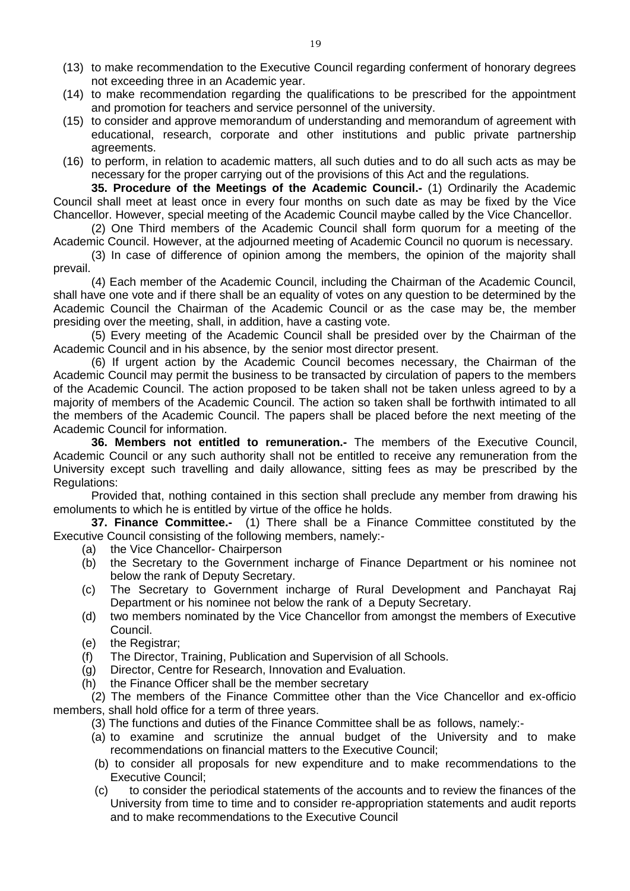(13) to make recommendation to the Executive Council regarding conferment of honorary degrees not exceeding three in an Academic year.

(14) to make recommendation regarding the qualifications to be prescribed for the appointment and promotion for teachers and service personnel of the university.

(15) to consider and approve memorandum of understanding and memorandum of agreement with educational, research, corporate and other institutions and public private partnership agreements.

(16) to perform, in relation to academic matters, all such duties and to do all such acts as may be necessary for the proper carrying out of the provisions of this Act and the regulations.

**35. Procedure of the Meetings of the Academic Council.-** (1) Ordinarily the Academic Council shall meet at least once in every four months on such date as may be fixed by the Vice Chancellor. However, special meeting of the Academic Council maybe called by the Vice Chancellor.

(2) One Third members of the Academic Council shall form quorum for a meeting of the Academic Council. However, at the adjourned meeting of Academic Council no quorum is necessary.

(3) In case of difference of opinion among the members, the opinion of the majority shall prevail.

(4) Each member of the Academic Council, including the Chairman of the Academic Council, shall have one vote and if there shall be an equality of votes on any question to be determined by the Academic Council the Chairman of the Academic Council or as the case may be, the member presiding over the meeting, shall, in addition, have a casting vote.

(5) Every meeting of the Academic Council shall be presided over by the Chairman of the Academic Council and in his absence, by the senior most director present.

(6) If urgent action by the Academic Council becomes necessary, the Chairman of the Academic Council may permit the business to be transacted by circulation of papers to the members of the Academic Council. The action proposed to be taken shall not be taken unless agreed to by a majority of members of the Academic Council. The action so taken shall be forthwith intimated to all the members of the Academic Council. The papers shall be placed before the next meeting of the Academic Council for information.

**36. Members not entitled to remuneration.-** The members of the Executive Council, Academic Council or any such authority shall not be entitled to receive any remuneration from the University except such travelling and daily allowance, sitting fees as may be prescribed by the Regulations:

Provided that, nothing contained in this section shall preclude any member from drawing his emoluments to which he is entitled by virtue of the office he holds.

**37. Finance Committee.-** (1) There shall be a Finance Committee constituted by the Executive Council consisting of the following members, namely:-

(a) the Vice Chancellor- Chairperson

(b) the Secretary to the Government incharge of Finance Department or his nominee not below the rank of Deputy Secretary.

(c) The Secretary to Government incharge of Rural Development and Panchayat Raj Department or his nominee not below the rank of a Deputy Secretary.

(d) two members nominated by the Vice Chancellor from amongst the members of Executive Council.

(e) the Registrar;

(f) The Director, Training, Publication and Supervision of all Schools.

(g) Director, Centre for Research, Innovation and Evaluation.

(h) the Finance Officer shall be the member secretary

(2) The members of the Finance Committee other than the Vice Chancellor and ex-officio members, shall hold office for a term of three years.

(3) The functions and duties of the Finance Committee shall be as follows, namely:-

(a) to examine and scrutinize the annual budget of the University and to make recommendations on financial matters to the Executive Council;

(b) to consider all proposals for new expenditure and to make recommendations to the Executive Council;

(c) to consider the periodical statements of the accounts and to review the finances of the University from time to time and to consider re-appropriation statements and audit reports and to make recommendations to the Executive Council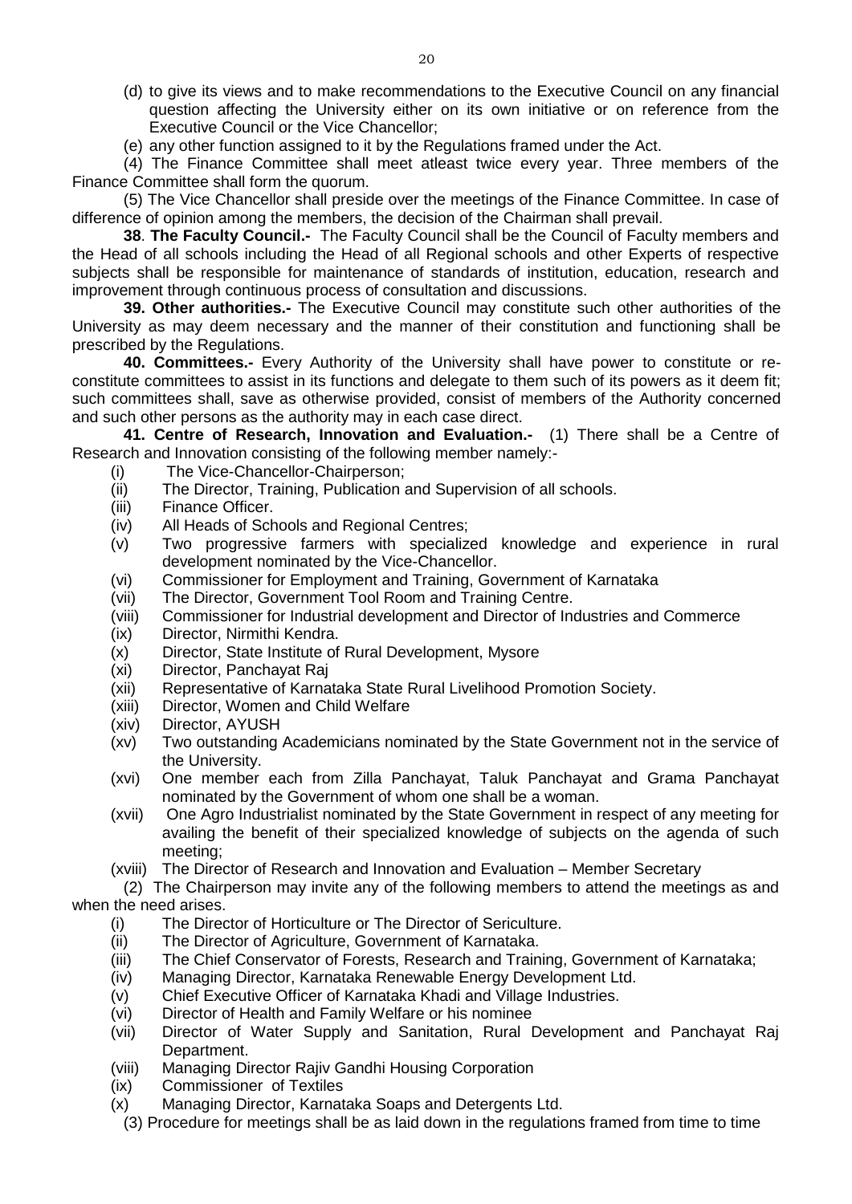(d) to give its views and to make recommendations to the Executive Council on any financial question affecting the University either on its own initiative or on reference from the Executive Council or the Vice Chancellor;

(e) any other function assigned to it by the Regulations framed under the Act.

(4) The Finance Committee shall meet atleast twice every year. Three members of the Finance Committee shall form the quorum.

(5) The Vice Chancellor shall preside over the meetings of the Finance Committee. In case of difference of opinion among the members, the decision of the Chairman shall prevail.

**38**. **The Faculty Council.-** The Faculty Council shall be the Council of Faculty members and the Head of all schools including the Head of all Regional schools and other Experts of respective subjects shall be responsible for maintenance of standards of institution, education, research and improvement through continuous process of consultation and discussions.

**39. Other authorities.-** The Executive Council may constitute such other authorities of the University as may deem necessary and the manner of their constitution and functioning shall be prescribed by the Regulations.

**40. Committees.-** Every Authority of the University shall have power to constitute or re-constitute committees to assist in its functions and delegate to them such of its powers as it deem fit; such committees shall, save as otherwise provided, consist of members of the Authority concerned and such other persons as the authority may in each case direct.

**41. Centre of Research, Innovation and Evaluation.-** (1) There shall be a Centre of Research and Innovation consisting of the following member namely:-

(i) The Vice-Chancellor-Chairperson;

(ii) The Director, Training, Publication and Supervision of all schools.

(iii) Finance Officer.

(iv) All Heads of Schools and Regional Centres;

(v) Two progressive farmers with specialized knowledge and experience in rural development nominated by the Vice-Chancellor.

(vi) Commissioner for Employment and Training, Government of Karnataka

(vii) The Director, Government Tool Room and Training Centre.

(viii) Commissioner for Industrial development and Director of Industries and Commerce

(ix) Director, Nirmithi Kendra.

(x) Director, State Institute of Rural Development, Mysore

(xi) Director, Panchayat Raj

(xii) Representative of Karnataka State Rural Livelihood Promotion Society.

(xiii) Director, Women and Child Welfare

(xiv) Director, AYUSH

(xv) Two outstanding Academicians nominated by the State Government not in the service of the University.

(xvi) One member each from Zilla Panchayat, Taluk Panchayat and Grama Panchayat nominated by the Government of whom one shall be a woman.

(xvii) One Agro Industrialist nominated by the State Government in respect of any meeting for availing the benefit of their specialized knowledge of subjects on the agenda of such meeting;

(xviii) The Director of Research and Innovation and Evaluation – Member Secretary

(2) The Chairperson may invite any of the following members to attend the meetings as and when the need arises.

(i) The Director of Horticulture or The Director of Sericulture.

(ii) The Director of Agriculture, Government of Karnataka.

(iii) The Chief Conservator of Forests, Research and Training, Government of Karnataka;

(iv) Managing Director, Karnataka Renewable Energy Development Ltd.

(v) Chief Executive Officer of Karnataka Khadi and Village Industries.

(vi) Director of Health and Family Welfare or his nominee

(vii) Director of Water Supply and Sanitation, Rural Development and Panchayat Raj Department.

(viii) Managing Director Rajiv Gandhi Housing Corporation

(ix) Commissioner of Textiles

(x) Managing Director, Karnataka Soaps and Detergents Ltd.

(3) Procedure for meetings shall be as laid down in the regulations framed from time to time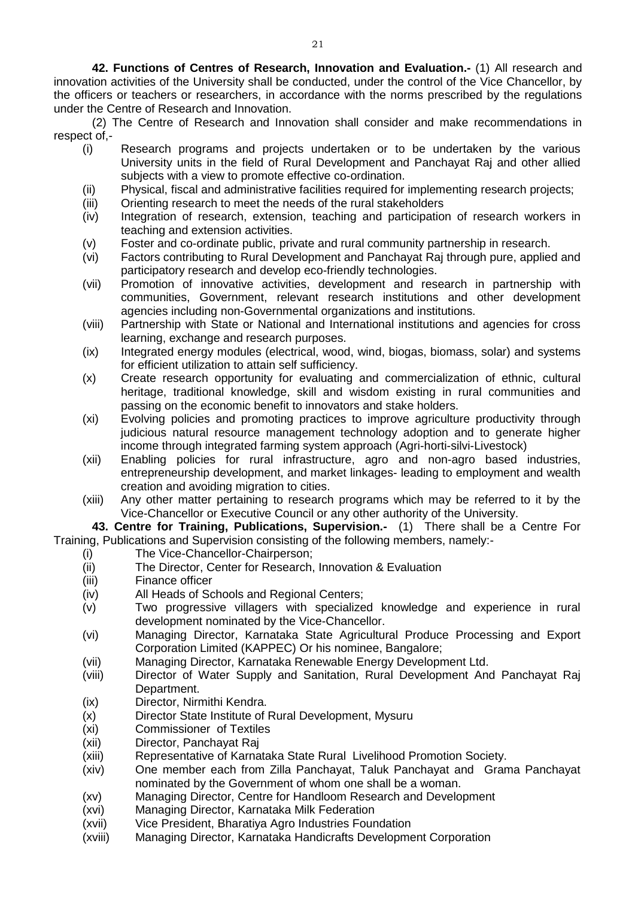**42. Functions of Centres of Research, Innovation and Evaluation.-** (1) All research and innovation activities of the University shall be conducted, under the control of the Vice Chancellor, by the officers or teachers or researchers, in accordance with the norms prescribed by the regulations under the Centre of Research and Innovation.

(2) The Centre of Research and Innovation shall consider and make recommendations in respect of,-

- (i) Research programs and projects undertaken or to be undertaken by the various University units in the field of Rural Development and Panchayat Raj and other allied subjects with a view to promote effective co-ordination.
- (ii) Physical, fiscal and administrative facilities required for implementing research projects;
- (iii) Orienting research to meet the needs of the rural stakeholders
- (iv) Integration of research, extension, teaching and participation of research workers in teaching and extension activities.
- (v) Foster and co-ordinate public, private and rural community partnership in research.
- (vi) Factors contributing to Rural Development and Panchayat Raj through pure, applied and participatory research and develop eco-friendly technologies.
- (vii) Promotion of innovative activities, development and research in partnership with communities, Government, relevant research institutions and other development agencies including non-Governmental organizations and institutions.
- (viii) Partnership with State or National and International institutions and agencies for cross learning, exchange and research purposes.
- (ix) Integrated energy modules (electrical, wood, wind, biogas, biomass, solar) and systems for efficient utilization to attain self sufficiency.
- (x) Create research opportunity for evaluating and commercialization of ethnic, cultural heritage, traditional knowledge, skill and wisdom existing in rural communities and passing on the economic benefit to innovators and stake holders.
- (xi) Evolving policies and promoting practices to improve agriculture productivity through judicious natural resource management technology adoption and to generate higher income through integrated farming system approach (Agri-horti-silvi-Livestock)
- (xii) Enabling policies for rural infrastructure, agro and non-agro based industries, entrepreneurship development, and market linkages- leading to employment and wealth creation and avoiding migration to cities.
- (xiii) Any other matter pertaining to research programs which may be referred to it by the Vice-Chancellor or Executive Council or any other authority of the University.

**43. Centre for Training, Publications, Supervision.-** (1) There shall be a Centre For Training, Publications and Supervision consisting of the following members, namely:-

- (i) The Vice-Chancellor-Chairperson;
- (ii) The Director, Center for Research, Innovation & Evaluation
- (iii) Finance officer
- (iv) All Heads of Schools and Regional Centers;
- (v) Two progressive villagers with specialized knowledge and experience in rural development nominated by the Vice-Chancellor.
- (vi) Managing Director, Karnataka State Agricultural Produce Processing and Export Corporation Limited (KAPPEC) Or his nominee, Bangalore;
- (vii) Managing Director, Karnataka Renewable Energy Development Ltd.
- (viii) Director of Water Supply and Sanitation, Rural Development And Panchayat Raj Department.
- (ix) Director, Nirmithi Kendra.
- (x) Director State Institute of Rural Development, Mysuru
- (xi) Commissioner of Textiles
- (xii) Director, Panchayat Raj
- (xiii) Representative of Karnataka State Rural Livelihood Promotion Society.
- (xiv) One member each from Zilla Panchayat, Taluk Panchayat and Grama Panchayat nominated by the Government of whom one shall be a woman.
- (xv) Managing Director, Centre for Handloom Research and Development
- (xvi) Managing Director, Karnataka Milk Federation
- (xvii) Vice President, Bharatiya Agro Industries Foundation
- (xviii) Managing Director, Karnataka Handicrafts Development Corporation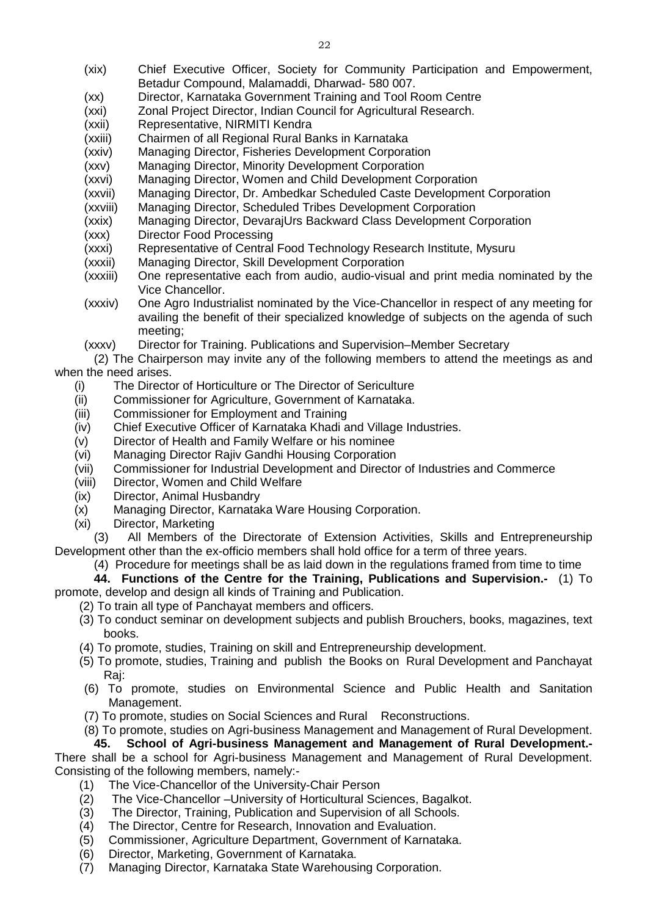(xix) Chief Executive Officer, Society for Community Participation and Empowerment, Betadur Compound, Malamaddi, Dharwad- 580 007.
(xx) Director, Karnataka Government Training and Tool Room Centre
(xxi) Zonal Project Director, Indian Council for Agricultural Research.
(xxii) Representative, NIRMITI Kendra
(xxiii) Chairmen of all Regional Rural Banks in Karnataka
(xxiv) Managing Director, Fisheries Development Corporation
(xxv) Managing Director, Minority Development Corporation
(xxvi) Managing Director, Women and Child Development Corporation
(xxvii) Managing Director, Dr. Ambedkar Scheduled Caste Development Corporation
(xxviii) Managing Director, Scheduled Tribes Development Corporation
(xxix) Managing Director, DevarajUrs Backward Class Development Corporation
(xxx) Director Food Processing
(xxxi) Representative of Central Food Technology Research Institute, Mysuru
(xxxii) Managing Director, Skill Development Corporation
(xxxiii) One representative each from audio, audio-visual and print media nominated by the Vice Chancellor.
(xxxiv) One Agro Industrialist nominated by the Vice-Chancellor in respect of any meeting for availing the benefit of their specialized knowledge of subjects on the agenda of such meeting;
(xxxv) Director for Training. Publications and Supervision–Member Secretary

(2) The Chairperson may invite any of the following members to attend the meetings as and when the need arises.

(i) The Director of Horticulture or The Director of Sericulture
(ii) Commissioner for Agriculture, Government of Karnataka.
(iii) Commissioner for Employment and Training
(iv) Chief Executive Officer of Karnataka Khadi and Village Industries.
(v) Director of Health and Family Welfare or his nominee
(vi) Managing Director Rajiv Gandhi Housing Corporation
(vii) Commissioner for Industrial Development and Director of Industries and Commerce
(viii) Director, Women and Child Welfare
(ix) Director, Animal Husbandry
(x) Managing Director, Karnataka Ware Housing Corporation.
(xi) Director, Marketing

(3) All Members of the Directorate of Extension Activities, Skills and Entrepreneurship Development other than the ex-officio members shall hold office for a term of three years.

(4) Procedure for meetings shall be as laid down in the regulations framed from time to time

**44. Functions of the Centre for the Training, Publications and Supervision.-** (1) To promote, develop and design all kinds of Training and Publication.

(2) To train all type of Panchayat members and officers.

(3) To conduct seminar on development subjects and publish Brouchers, books, magazines, text books.

(4) To promote, studies, Training on skill and Entrepreneurship development.

(5) To promote, studies, Training and publish the Books on Rural Development and Panchayat Raj:

(6) To promote, studies on Environmental Science and Public Health and Sanitation Management.

(7) To promote, studies on Social Sciences and Rural Reconstructions.

(8) To promote, studies on Agri-business Management and Management of Rural Development.

**45. School of Agri-business Management and Management of Rural Development.-** There shall be a school for Agri-business Management and Management of Rural Development. Consisting of the following members, namely:-

(1) The Vice-Chancellor of the University-Chair Person
(2) The Vice-Chancellor –University of Horticultural Sciences, Bagalkot.
(3) The Director, Training, Publication and Supervision of all Schools.
(4) The Director, Centre for Research, Innovation and Evaluation.
(5) Commissioner, Agriculture Department, Government of Karnataka.
(6) Director, Marketing, Government of Karnataka.
(7) Managing Director, Karnataka State Warehousing Corporation.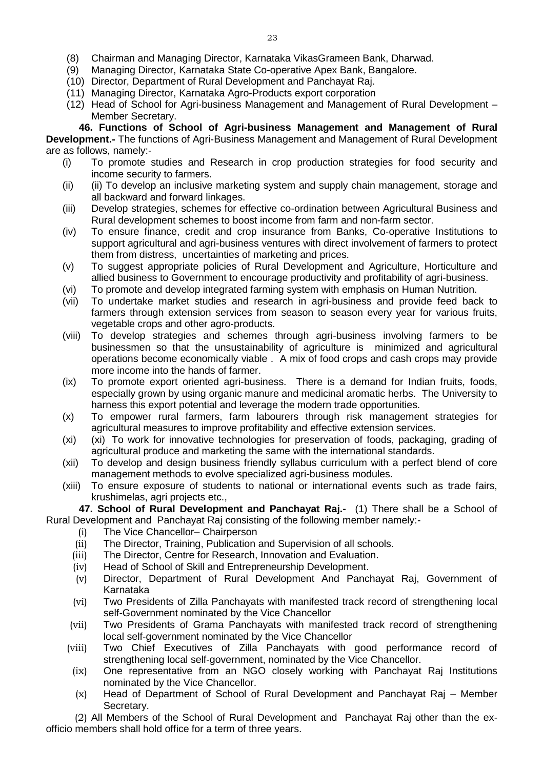(8) Chairman and Managing Director, Karnataka VikasGrameen Bank, Dharwad.
(9) Managing Director, Karnataka State Co-operative Apex Bank, Bangalore.
(10) Director, Department of Rural Development and Panchayat Raj.
(11) Managing Director, Karnataka Agro-Products export corporation
(12) Head of School for Agri-business Management and Management of Rural Development – Member Secretary.

**46. Functions of School of Agri-business Management and Management of Rural Development.-** The functions of Agri-Business Management and Management of Rural Development are as follows, namely:-

(i) To promote studies and Research in crop production strategies for food security and income security to farmers.
(ii) (ii) To develop an inclusive marketing system and supply chain management, storage and all backward and forward linkages.
(iii) Develop strategies, schemes for effective co-ordination between Agricultural Business and Rural development schemes to boost income from farm and non-farm sector.
(iv) To ensure finance, credit and crop insurance from Banks, Co-operative Institutions to support agricultural and agri-business ventures with direct involvement of farmers to protect them from distress, uncertainties of marketing and prices.
(v) To suggest appropriate policies of Rural Development and Agriculture, Horticulture and allied business to Government to encourage productivity and profitability of agri-business.
(vi) To promote and develop integrated farming system with emphasis on Human Nutrition.
(vii) To undertake market studies and research in agri-business and provide feed back to farmers through extension services from season to season every year for various fruits, vegetable crops and other agro-products.
(viii) To develop strategies and schemes through agri-business involving farmers to be businessmen so that the unsustainability of agriculture is minimized and agricultural operations become economically viable . A mix of food crops and cash crops may provide more income into the hands of farmer.
(ix) To promote export oriented agri-business. There is a demand for Indian fruits, foods, especially grown by using organic manure and medicinal aromatic herbs. The University to harness this export potential and leverage the modern trade opportunities.
(x) To empower rural farmers, farm labourers through risk management strategies for agricultural measures to improve profitability and effective extension services.
(xi) (xi) To work for innovative technologies for preservation of foods, packaging, grading of agricultural produce and marketing the same with the international standards.
(xii) To develop and design business friendly syllabus curriculum with a perfect blend of core management methods to evolve specialized agri-business modules.
(xiii) To ensure exposure of students to national or international events such as trade fairs, krushimelas, agri projects etc.,

**47. School of Rural Development and Panchayat Raj.-** (1) There shall be a School of Rural Development and Panchayat Raj consisting of the following member namely:-

(i) The Vice Chancellor– Chairperson
(ii) The Director, Training, Publication and Supervision of all schools.
(iii) The Director, Centre for Research, Innovation and Evaluation.
(iv) Head of School of Skill and Entrepreneurship Development.
(v) Director, Department of Rural Development And Panchayat Raj, Government of Karnataka
(vi) Two Presidents of Zilla Panchayats with manifested track record of strengthening local self-Government nominated by the Vice Chancellor
(vii) Two Presidents of Grama Panchayats with manifested track record of strengthening local self-government nominated by the Vice Chancellor
(viii) Two Chief Executives of Zilla Panchayats with good performance record of strengthening local self-government, nominated by the Vice Chancellor.
(ix) One representative from an NGO closely working with Panchayat Raj Institutions nominated by the Vice Chancellor.
(x) Head of Department of School of Rural Development and Panchayat Raj – Member Secretary.

(2) All Members of the School of Rural Development and Panchayat Raj other than the ex-officio members shall hold office for a term of three years.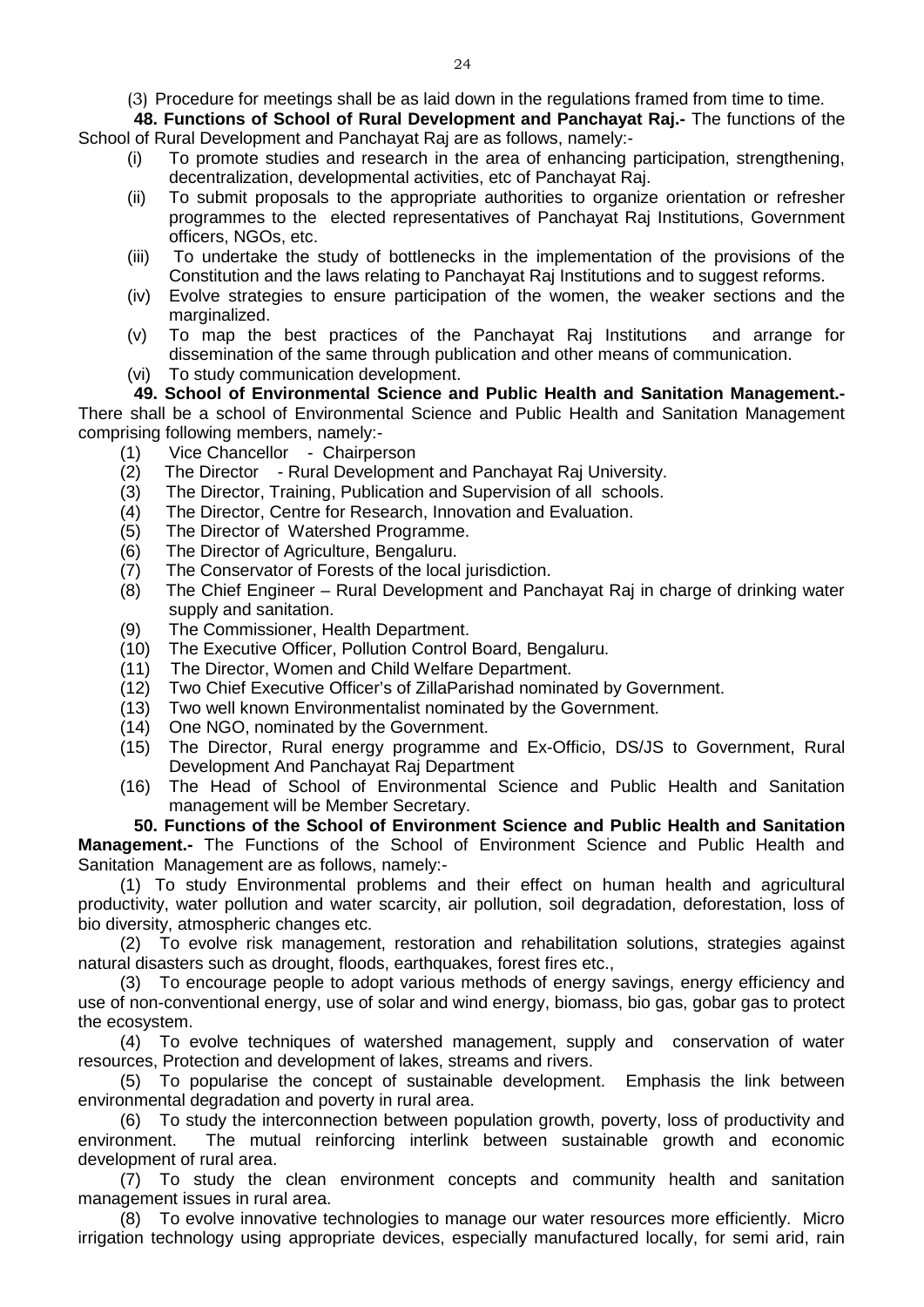(3) Procedure for meetings shall be as laid down in the regulations framed from time to time.

**48. Functions of School of Rural Development and Panchayat Raj.-** The functions of the School of Rural Development and Panchayat Raj are as follows, namely:-

(i) To promote studies and research in the area of enhancing participation, strengthening, decentralization, developmental activities, etc of Panchayat Raj.

(ii) To submit proposals to the appropriate authorities to organize orientation or refresher programmes to the elected representatives of Panchayat Raj Institutions, Government officers, NGOs, etc.

(iii) To undertake the study of bottlenecks in the implementation of the provisions of the Constitution and the laws relating to Panchayat Raj Institutions and to suggest reforms.

(iv) Evolve strategies to ensure participation of the women, the weaker sections and the marginalized.

(v) To map the best practices of the Panchayat Raj Institutions and arrange for dissemination of the same through publication and other means of communication.

(vi) To study communication development.

**49. School of Environmental Science and Public Health and Sanitation Management.-** There shall be a school of Environmental Science and Public Health and Sanitation Management comprising following members, namely:-

(1) Vice Chancellor - Chairperson

(2) The Director - Rural Development and Panchayat Raj University.

(3) The Director, Training, Publication and Supervision of all schools.

(4) The Director, Centre for Research, Innovation and Evaluation.

(5) The Director of Watershed Programme.

(6) The Director of Agriculture, Bengaluru.

(7) The Conservator of Forests of the local jurisdiction.

(8) The Chief Engineer – Rural Development and Panchayat Raj in charge of drinking water supply and sanitation.

(9) The Commissioner, Health Department.

(10) The Executive Officer, Pollution Control Board, Bengaluru.

(11) The Director, Women and Child Welfare Department.

(12) Two Chief Executive Officer's of ZillaParishad nominated by Government.

(13) Two well known Environmentalist nominated by the Government.

(14) One NGO, nominated by the Government.

(15) The Director, Rural energy programme and Ex-Officio, DS/JS to Government, Rural Development And Panchayat Raj Department

(16) The Head of School of Environmental Science and Public Health and Sanitation management will be Member Secretary.

**50. Functions of the School of Environment Science and Public Health and Sanitation Management.-** The Functions of the School of Environment Science and Public Health and Sanitation Management are as follows, namely:-

(1) To study Environmental problems and their effect on human health and agricultural productivity, water pollution and water scarcity, air pollution, soil degradation, deforestation, loss of bio diversity, atmospheric changes etc.

(2) To evolve risk management, restoration and rehabilitation solutions, strategies against natural disasters such as drought, floods, earthquakes, forest fires etc.,

(3) To encourage people to adopt various methods of energy savings, energy efficiency and use of non-conventional energy, use of solar and wind energy, biomass, bio gas, gobar gas to protect the ecosystem.

(4) To evolve techniques of watershed management, supply and conservation of water resources, Protection and development of lakes, streams and rivers.

(5) To popularise the concept of sustainable development. Emphasis the link between environmental degradation and poverty in rural area.

(6) To study the interconnection between population growth, poverty, loss of productivity and environment. The mutual reinforcing interlink between sustainable growth and economic development of rural area.

(7) To study the clean environment concepts and community health and sanitation management issues in rural area.

(8) To evolve innovative technologies to manage our water resources more efficiently. Micro irrigation technology using appropriate devices, especially manufactured locally, for semi arid, rain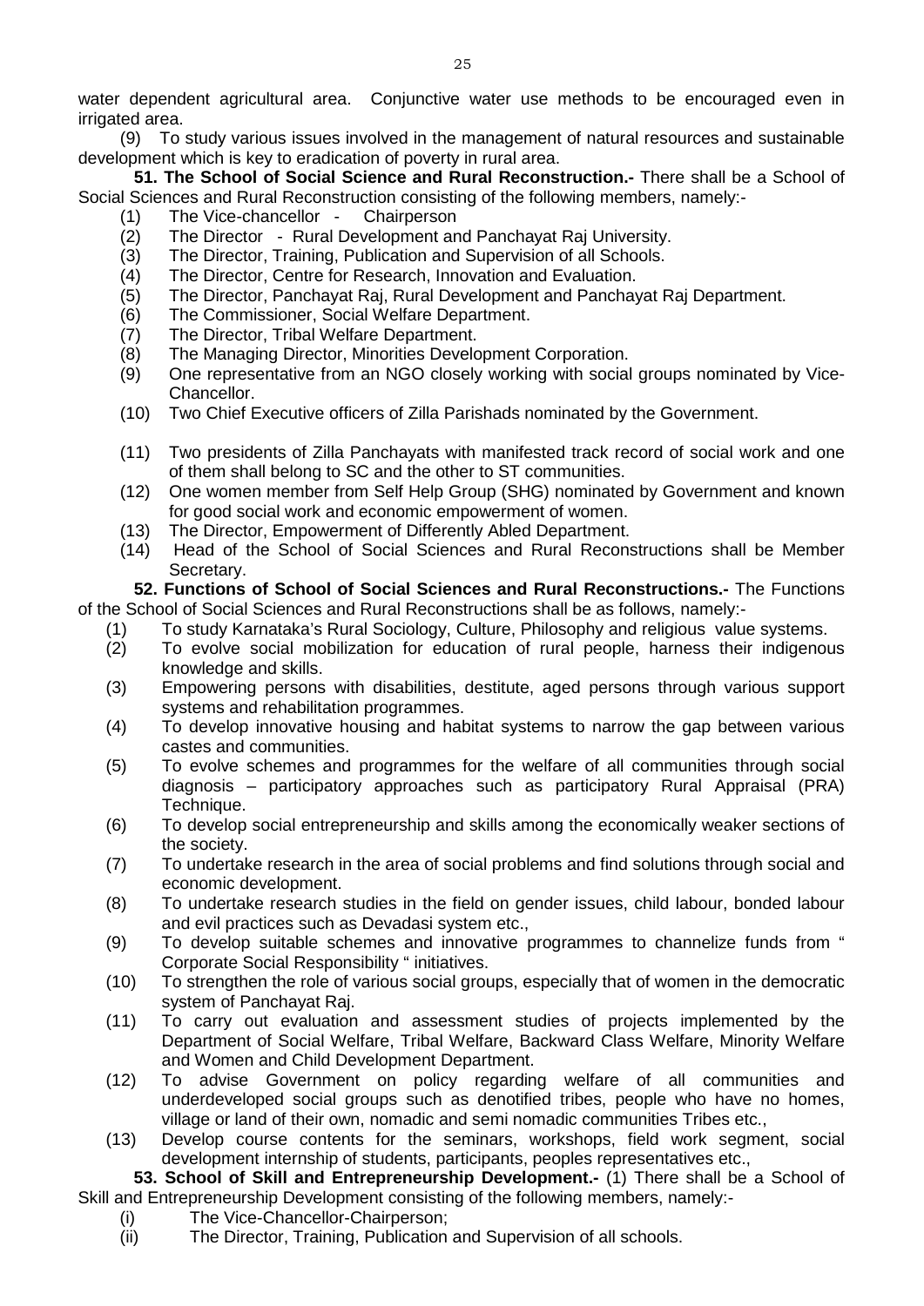water dependent agricultural area. Conjunctive water use methods to be encouraged even in irrigated area.

(9) To study various issues involved in the management of natural resources and sustainable development which is key to eradication of poverty in rural area.

**51. The School of Social Science and Rural Reconstruction.-** There shall be a School of Social Sciences and Rural Reconstruction consisting of the following members, namely:-

(1) The Vice-chancellor - Chairperson
(2) The Director - Rural Development and Panchayat Raj University.
(3) The Director, Training, Publication and Supervision of all Schools.
(4) The Director, Centre for Research, Innovation and Evaluation.
(5) The Director, Panchayat Raj, Rural Development and Panchayat Raj Department.
(6) The Commissioner, Social Welfare Department.
(7) The Director, Tribal Welfare Department.
(8) The Managing Director, Minorities Development Corporation.
(9) One representative from an NGO closely working with social groups nominated by Vice-Chancellor.
(10) Two Chief Executive officers of Zilla Parishads nominated by the Government.
(11) Two presidents of Zilla Panchayats with manifested track record of social work and one of them shall belong to SC and the other to ST communities.
(12) One women member from Self Help Group (SHG) nominated by Government and known for good social work and economic empowerment of women.
(13) The Director, Empowerment of Differently Abled Department.
(14) Head of the School of Social Sciences and Rural Reconstructions shall be Member Secretary.

**52. Functions of School of Social Sciences and Rural Reconstructions.-** The Functions of the School of Social Sciences and Rural Reconstructions shall be as follows, namely:-

(1) To study Karnataka's Rural Sociology, Culture, Philosophy and religious value systems.
(2) To evolve social mobilization for education of rural people, harness their indigenous knowledge and skills.
(3) Empowering persons with disabilities, destitute, aged persons through various support systems and rehabilitation programmes.
(4) To develop innovative housing and habitat systems to narrow the gap between various castes and communities.
(5) To evolve schemes and programmes for the welfare of all communities through social diagnosis – participatory approaches such as participatory Rural Appraisal (PRA) Technique.
(6) To develop social entrepreneurship and skills among the economically weaker sections of the society.
(7) To undertake research in the area of social problems and find solutions through social and economic development.
(8) To undertake research studies in the field on gender issues, child labour, bonded labour and evil practices such as Devadasi system etc.,
(9) To develop suitable schemes and innovative programmes to channelize funds from " Corporate Social Responsibility " initiatives.
(10) To strengthen the role of various social groups, especially that of women in the democratic system of Panchayat Raj.
(11) To carry out evaluation and assessment studies of projects implemented by the Department of Social Welfare, Tribal Welfare, Backward Class Welfare, Minority Welfare and Women and Child Development Department.
(12) To advise Government on policy regarding welfare of all communities and underdeveloped social groups such as denotified tribes, people who have no homes, village or land of their own, nomadic and semi nomadic communities Tribes etc.,
(13) Develop course contents for the seminars, workshops, field work segment, social development internship of students, participants, peoples representatives etc.,

**53. School of Skill and Entrepreneurship Development.-** (1) There shall be a School of Skill and Entrepreneurship Development consisting of the following members, namely:-

(i) The Vice-Chancellor-Chairperson;
(ii) The Director, Training, Publication and Supervision of all schools.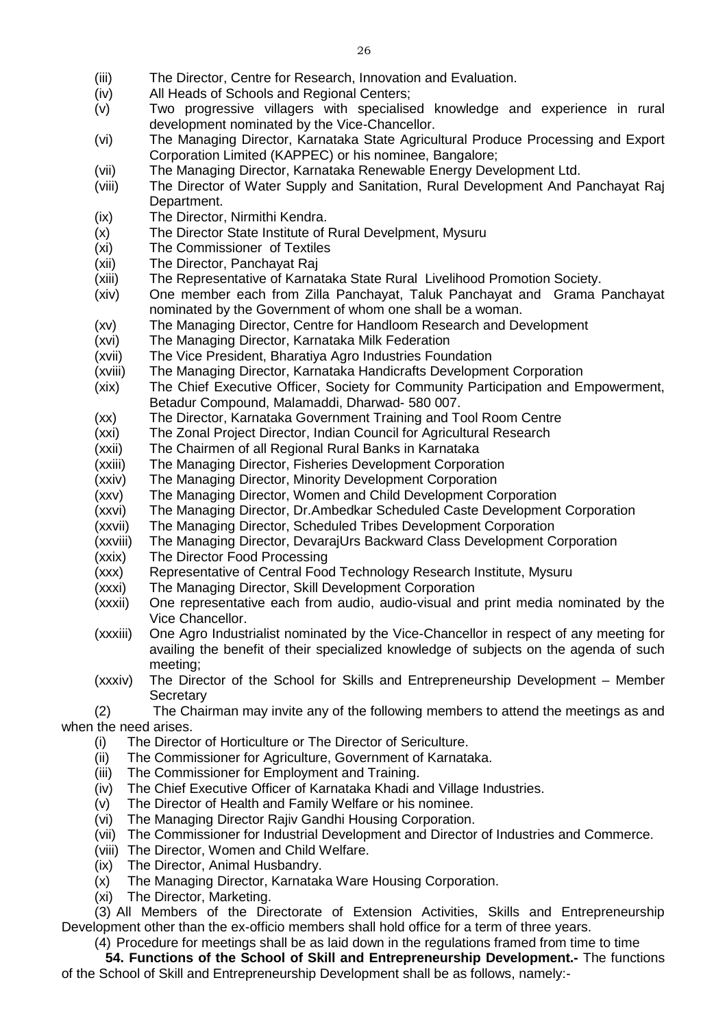(iii) The Director, Centre for Research, Innovation and Evaluation.

(iv) All Heads of Schools and Regional Centers;

(v) Two progressive villagers with specialised knowledge and experience in rural development nominated by the Vice-Chancellor.

(vi) The Managing Director, Karnataka State Agricultural Produce Processing and Export Corporation Limited (KAPPEC) or his nominee, Bangalore;

(vii) The Managing Director, Karnataka Renewable Energy Development Ltd.

(viii) The Director of Water Supply and Sanitation, Rural Development And Panchayat Raj Department.

(ix) The Director, Nirmithi Kendra.

(x) The Director State Institute of Rural Develpment, Mysuru

(xi) The Commissioner of Textiles

(xii) The Director, Panchayat Raj

(xiii) The Representative of Karnataka State Rural Livelihood Promotion Society.

(xiv) One member each from Zilla Panchayat, Taluk Panchayat and Grama Panchayat nominated by the Government of whom one shall be a woman.

(xv) The Managing Director, Centre for Handloom Research and Development

(xvi) The Managing Director, Karnataka Milk Federation

(xvii) The Vice President, Bharatiya Agro Industries Foundation

(xviii) The Managing Director, Karnataka Handicrafts Development Corporation

(xix) The Chief Executive Officer, Society for Community Participation and Empowerment, Betadur Compound, Malamaddi, Dharwad- 580 007.

(xx) The Director, Karnataka Government Training and Tool Room Centre

(xxi) The Zonal Project Director, Indian Council for Agricultural Research

(xxii) The Chairmen of all Regional Rural Banks in Karnataka

(xxiii) The Managing Director, Fisheries Development Corporation

(xxiv) The Managing Director, Minority Development Corporation

(xxv) The Managing Director, Women and Child Development Corporation

(xxvi) The Managing Director, Dr.Ambedkar Scheduled Caste Development Corporation

(xxvii) The Managing Director, Scheduled Tribes Development Corporation

(xxviii) The Managing Director, DevarajUrs Backward Class Development Corporation

(xxix) The Director Food Processing

(xxx) Representative of Central Food Technology Research Institute, Mysuru

(xxxi) The Managing Director, Skill Development Corporation

(xxxii) One representative each from audio, audio-visual and print media nominated by the Vice Chancellor.

(xxxiii) One Agro Industrialist nominated by the Vice-Chancellor in respect of any meeting for availing the benefit of their specialized knowledge of subjects on the agenda of such meeting;

(xxxiv) The Director of the School for Skills and Entrepreneurship Development – Member Secretary

(2) The Chairman may invite any of the following members to attend the meetings as and when the need arises.

(i) The Director of Horticulture or The Director of Sericulture.

(ii) The Commissioner for Agriculture, Government of Karnataka.

(iii) The Commissioner for Employment and Training.

(iv) The Chief Executive Officer of Karnataka Khadi and Village Industries.

(v) The Director of Health and Family Welfare or his nominee.

(vi) The Managing Director Rajiv Gandhi Housing Corporation.

(vii) The Commissioner for Industrial Development and Director of Industries and Commerce.

(viii) The Director, Women and Child Welfare.

(ix) The Director, Animal Husbandry.

(x) The Managing Director, Karnataka Ware Housing Corporation.

(xi) The Director, Marketing.

(3) All Members of the Directorate of Extension Activities, Skills and Entrepreneurship Development other than the ex-officio members shall hold office for a term of three years.

(4) Procedure for meetings shall be as laid down in the regulations framed from time to time

**54. Functions of the School of Skill and Entrepreneurship Development.-** The functions of the School of Skill and Entrepreneurship Development shall be as follows, namely:-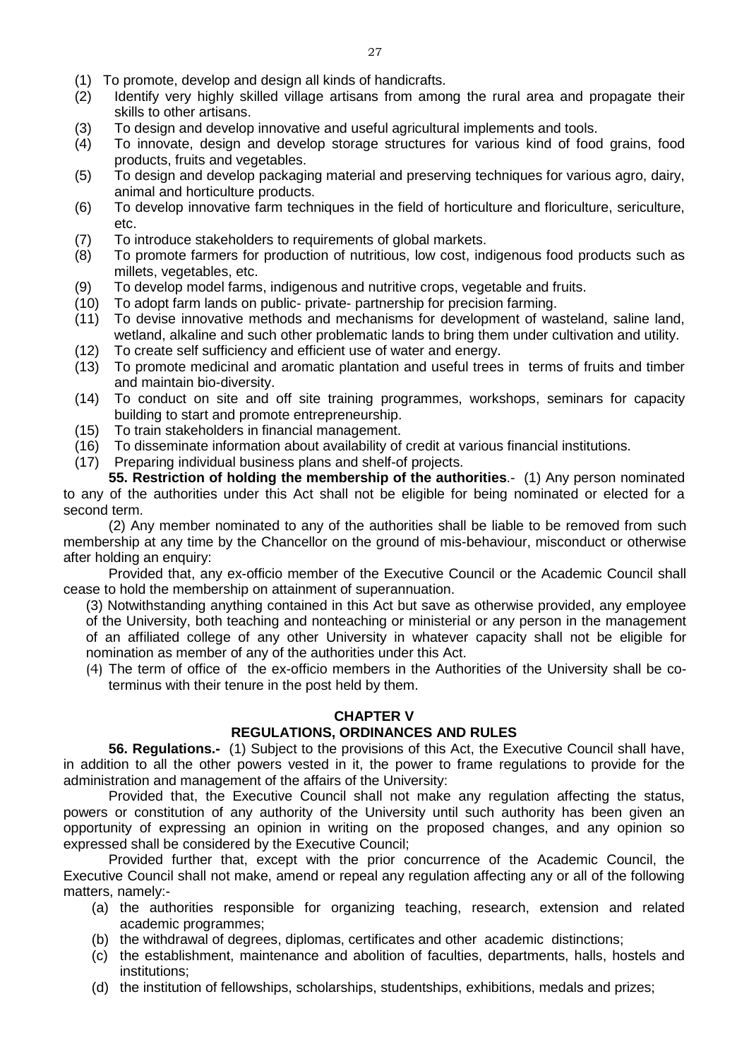(1) To promote, develop and design all kinds of handicrafts.

(2) Identify very highly skilled village artisans from among the rural area and propagate their skills to other artisans.

(3) To design and develop innovative and useful agricultural implements and tools.

(4) To innovate, design and develop storage structures for various kind of food grains, food products, fruits and vegetables.

(5) To design and develop packaging material and preserving techniques for various agro, dairy, animal and horticulture products.

(6) To develop innovative farm techniques in the field of horticulture and floriculture, sericulture, etc.

(7) To introduce stakeholders to requirements of global markets.

(8) To promote farmers for production of nutritious, low cost, indigenous food products such as millets, vegetables, etc.

(9) To develop model farms, indigenous and nutritive crops, vegetable and fruits.

(10) To adopt farm lands on public- private- partnership for precision farming.

(11) To devise innovative methods and mechanisms for development of wasteland, saline land, wetland, alkaline and such other problematic lands to bring them under cultivation and utility.

(12) To create self sufficiency and efficient use of water and energy.

(13) To promote medicinal and aromatic plantation and useful trees in terms of fruits and timber and maintain bio-diversity.

(14) To conduct on site and off site training programmes, workshops, seminars for capacity building to start and promote entrepreneurship.

(15) To train stakeholders in financial management.

(16) To disseminate information about availability of credit at various financial institutions.

(17) Preparing individual business plans and shelf-of projects.

**55. Restriction of holding the membership of the authorities**.- (1) Any person nominated to any of the authorities under this Act shall not be eligible for being nominated or elected for a second term.

(2) Any member nominated to any of the authorities shall be liable to be removed from such membership at any time by the Chancellor on the ground of mis-behaviour, misconduct or otherwise after holding an enquiry:

Provided that, any ex-officio member of the Executive Council or the Academic Council shall cease to hold the membership on attainment of superannuation.

(3) Notwithstanding anything contained in this Act but save as otherwise provided, any employee of the University, both teaching and nonteaching or ministerial or any person in the management of an affiliated college of any other University in whatever capacity shall not be eligible for nomination as member of any of the authorities under this Act.

(4) The term of office of the ex-officio members in the Authorities of the University shall be co-terminus with their tenure in the post held by them.

## CHAPTER V

## REGULATIONS, ORDINANCES AND RULES

**56. Regulations.-** (1) Subject to the provisions of this Act, the Executive Council shall have, in addition to all the other powers vested in it, the power to frame regulations to provide for the administration and management of the affairs of the University:

Provided that, the Executive Council shall not make any regulation affecting the status, powers or constitution of any authority of the University until such authority has been given an opportunity of expressing an opinion in writing on the proposed changes, and any opinion so expressed shall be considered by the Executive Council;

Provided further that, except with the prior concurrence of the Academic Council, the Executive Council shall not make, amend or repeal any regulation affecting any or all of the following matters, namely:-

(a) the authorities responsible for organizing teaching, research, extension and related academic programmes;

(b) the withdrawal of degrees, diplomas, certificates and other academic distinctions;

(c) the establishment, maintenance and abolition of faculties, departments, halls, hostels and institutions;

(d) the institution of fellowships, scholarships, studentships, exhibitions, medals and prizes;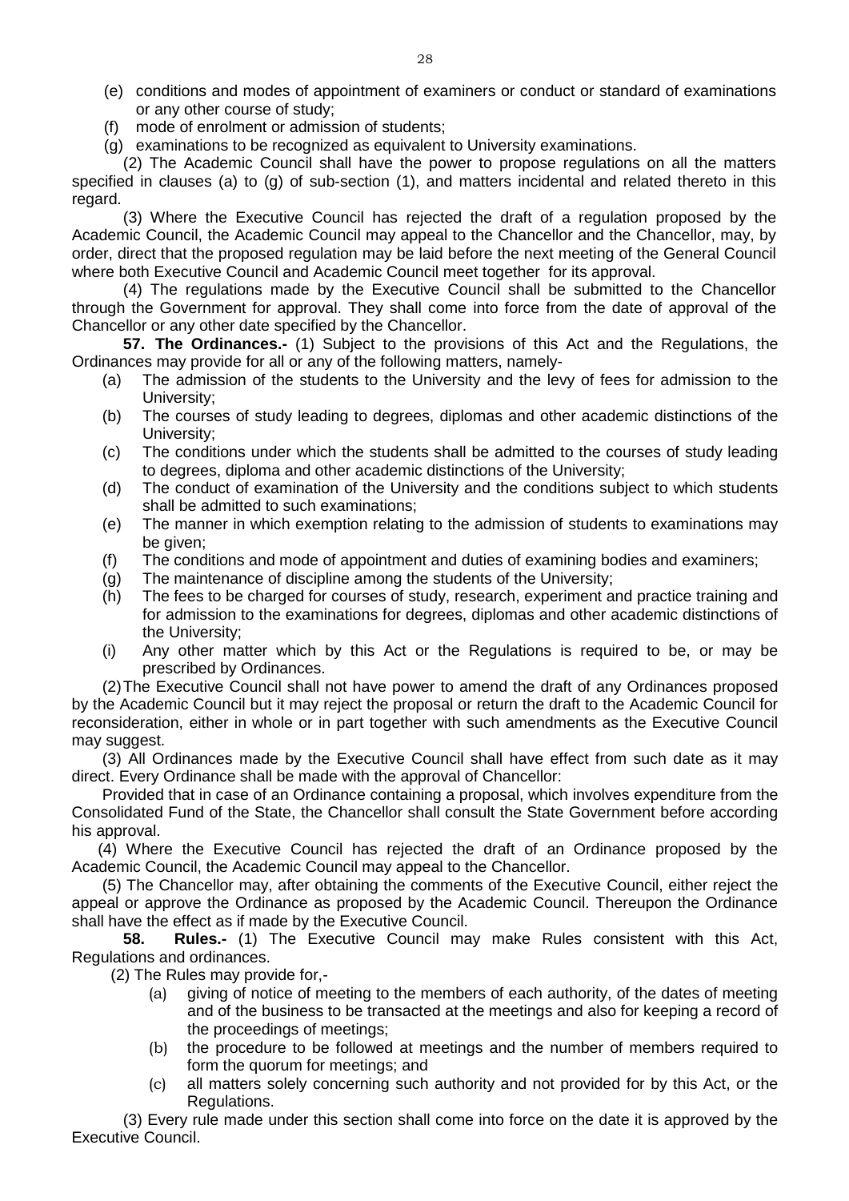(e) conditions and modes of appointment of examiners or conduct or standard of examinations or any other course of study;

(f) mode of enrolment or admission of students;

(g) examinations to be recognized as equivalent to University examinations.

(2) The Academic Council shall have the power to propose regulations on all the matters specified in clauses (a) to (g) of sub-section (1), and matters incidental and related thereto in this regard.

(3) Where the Executive Council has rejected the draft of a regulation proposed by the Academic Council, the Academic Council may appeal to the Chancellor and the Chancellor, may, by order, direct that the proposed regulation may be laid before the next meeting of the General Council where both Executive Council and Academic Council meet together for its approval.

(4) The regulations made by the Executive Council shall be submitted to the Chancellor through the Government for approval. They shall come into force from the date of approval of the Chancellor or any other date specified by the Chancellor.

**57. The Ordinances.-** (1) Subject to the provisions of this Act and the Regulations, the Ordinances may provide for all or any of the following matters, namely-

(a) The admission of the students to the University and the levy of fees for admission to the University;

(b) The courses of study leading to degrees, diplomas and other academic distinctions of the University;

(c) The conditions under which the students shall be admitted to the courses of study leading to degrees, diploma and other academic distinctions of the University;

(d) The conduct of examination of the University and the conditions subject to which students shall be admitted to such examinations;

(e) The manner in which exemption relating to the admission of students to examinations may be given;

(f) The conditions and mode of appointment and duties of examining bodies and examiners;

(g) The maintenance of discipline among the students of the University;

(h) The fees to be charged for courses of study, research, experiment and practice training and for admission to the examinations for degrees, diplomas and other academic distinctions of the University;

(i) Any other matter which by this Act or the Regulations is required to be, or may be prescribed by Ordinances.

(2) The Executive Council shall not have power to amend the draft of any Ordinances proposed by the Academic Council but it may reject the proposal or return the draft to the Academic Council for reconsideration, either in whole or in part together with such amendments as the Executive Council may suggest.

(3) All Ordinances made by the Executive Council shall have effect from such date as it may direct. Every Ordinance shall be made with the approval of Chancellor:

Provided that in case of an Ordinance containing a proposal, which involves expenditure from the Consolidated Fund of the State, the Chancellor shall consult the State Government before according his approval.

(4) Where the Executive Council has rejected the draft of an Ordinance proposed by the Academic Council, the Academic Council may appeal to the Chancellor.

(5) The Chancellor may, after obtaining the comments of the Executive Council, either reject the appeal or approve the Ordinance as proposed by the Academic Council. Thereupon the Ordinance shall have the effect as if made by the Executive Council.

**58. Rules.-** (1) The Executive Council may make Rules consistent with this Act, Regulations and ordinances.

(2) The Rules may provide for,-

(a) giving of notice of meeting to the members of each authority, of the dates of meeting and of the business to be transacted at the meetings and also for keeping a record of the proceedings of meetings;

(b) the procedure to be followed at meetings and the number of members required to form the quorum for meetings; and

(c) all matters solely concerning such authority and not provided for by this Act, or the Regulations.

(3) Every rule made under this section shall come into force on the date it is approved by the Executive Council.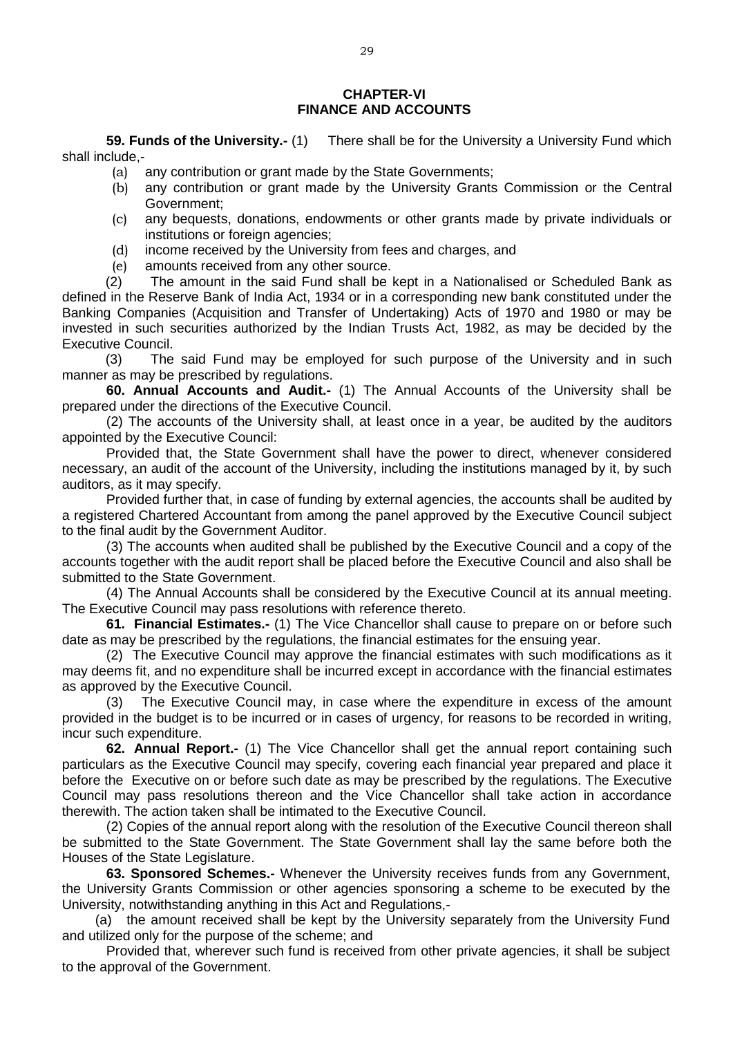## CHAPTER-VI
## FINANCE AND ACCOUNTS

**59. Funds of the University.-** (1) There shall be for the University a University Fund which shall include,-

(a) any contribution or grant made by the State Governments;

(b) any contribution or grant made by the University Grants Commission or the Central Government;

(c) any bequests, donations, endowments or other grants made by private individuals or institutions or foreign agencies;

(d) income received by the University from fees and charges, and

(e) amounts received from any other source.

(2) The amount in the said Fund shall be kept in a Nationalised or Scheduled Bank as defined in the Reserve Bank of India Act, 1934 or in a corresponding new bank constituted under the Banking Companies (Acquisition and Transfer of Undertaking) Acts of 1970 and 1980 or may be invested in such securities authorized by the Indian Trusts Act, 1982, as may be decided by the Executive Council.

(3) The said Fund may be employed for such purpose of the University and in such manner as may be prescribed by regulations.

**60. Annual Accounts and Audit.-** (1) The Annual Accounts of the University shall be prepared under the directions of the Executive Council.

(2) The accounts of the University shall, at least once in a year, be audited by the auditors appointed by the Executive Council:

Provided that, the State Government shall have the power to direct, whenever considered necessary, an audit of the account of the University, including the institutions managed by it, by such auditors, as it may specify.

Provided further that, in case of funding by external agencies, the accounts shall be audited by a registered Chartered Accountant from among the panel approved by the Executive Council subject to the final audit by the Government Auditor.

(3) The accounts when audited shall be published by the Executive Council and a copy of the accounts together with the audit report shall be placed before the Executive Council and also shall be submitted to the State Government.

(4) The Annual Accounts shall be considered by the Executive Council at its annual meeting. The Executive Council may pass resolutions with reference thereto.

**61. Financial Estimates.-** (1) The Vice Chancellor shall cause to prepare on or before such date as may be prescribed by the regulations, the financial estimates for the ensuing year.

(2) The Executive Council may approve the financial estimates with such modifications as it may deems fit, and no expenditure shall be incurred except in accordance with the financial estimates as approved by the Executive Council.

(3) The Executive Council may, in case where the expenditure in excess of the amount provided in the budget is to be incurred or in cases of urgency, for reasons to be recorded in writing, incur such expenditure.

**62. Annual Report.-** (1) The Vice Chancellor shall get the annual report containing such particulars as the Executive Council may specify, covering each financial year prepared and place it before the Executive on or before such date as may be prescribed by the regulations. The Executive Council may pass resolutions thereon and the Vice Chancellor shall take action in accordance therewith. The action taken shall be intimated to the Executive Council.

(2) Copies of the annual report along with the resolution of the Executive Council thereon shall be submitted to the State Government. The State Government shall lay the same before both the Houses of the State Legislature.

**63. Sponsored Schemes.-** Whenever the University receives funds from any Government, the University Grants Commission or other agencies sponsoring a scheme to be executed by the University, notwithstanding anything in this Act and Regulations,-

(a) the amount received shall be kept by the University separately from the University Fund and utilized only for the purpose of the scheme; and

Provided that, wherever such fund is received from other private agencies, it shall be subject to the approval of the Government.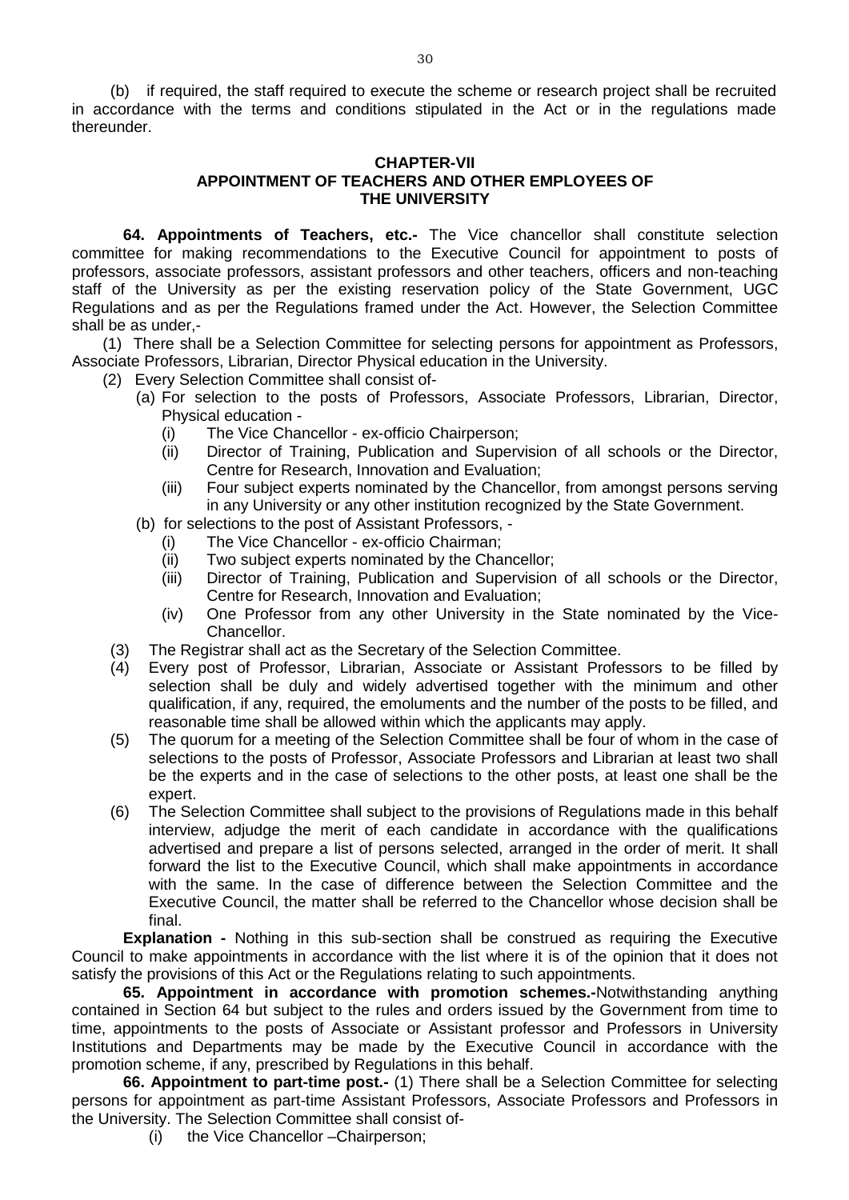(b) if required, the staff required to execute the scheme or research project shall be recruited in accordance with the terms and conditions stipulated in the Act or in the regulations made thereunder.

## CHAPTER-VII
## APPOINTMENT OF TEACHERS AND OTHER EMPLOYEES OF THE UNIVERSITY

**64. Appointments of Teachers, etc.-** The Vice chancellor shall constitute selection committee for making recommendations to the Executive Council for appointment to posts of professors, associate professors, assistant professors and other teachers, officers and non-teaching staff of the University as per the existing reservation policy of the State Government, UGC Regulations and as per the Regulations framed under the Act. However, the Selection Committee shall be as under,-

(1) There shall be a Selection Committee for selecting persons for appointment as Professors, Associate Professors, Librarian, Director Physical education in the University.

(2) Every Selection Committee shall consist of-

   (a) For selection to the posts of Professors, Associate Professors, Librarian, Director, Physical education -

      (i) The Vice Chancellor - ex-officio Chairperson;

      (ii) Director of Training, Publication and Supervision of all schools or the Director, Centre for Research, Innovation and Evaluation;

      (iii) Four subject experts nominated by the Chancellor, from amongst persons serving in any University or any other institution recognized by the State Government.

   (b) for selections to the post of Assistant Professors, -

      (i) The Vice Chancellor - ex-officio Chairman;

      (ii) Two subject experts nominated by the Chancellor;

      (iii) Director of Training, Publication and Supervision of all schools or the Director, Centre for Research, Innovation and Evaluation;

      (iv) One Professor from any other University in the State nominated by the Vice-Chancellor.

(3) The Registrar shall act as the Secretary of the Selection Committee.

(4) Every post of Professor, Librarian, Associate or Assistant Professors to be filled by selection shall be duly and widely advertised together with the minimum and other qualification, if any, required, the emoluments and the number of the posts to be filled, and reasonable time shall be allowed within which the applicants may apply.

(5) The quorum for a meeting of the Selection Committee shall be four of whom in the case of selections to the posts of Professor, Associate Professors and Librarian at least two shall be the experts and in the case of selections to the other posts, at least one shall be the expert.

(6) The Selection Committee shall subject to the provisions of Regulations made in this behalf interview, adjudge the merit of each candidate in accordance with the qualifications advertised and prepare a list of persons selected, arranged in the order of merit. It shall forward the list to the Executive Council, which shall make appointments in accordance with the same. In the case of difference between the Selection Committee and the Executive Council, the matter shall be referred to the Chancellor whose decision shall be final.

**Explanation -** Nothing in this sub-section shall be construed as requiring the Executive Council to make appointments in accordance with the list where it is of the opinion that it does not satisfy the provisions of this Act or the Regulations relating to such appointments.

**65. Appointment in accordance with promotion schemes.-**Notwithstanding anything contained in Section 64 but subject to the rules and orders issued by the Government from time to time, appointments to the posts of Associate or Assistant professor and Professors in University Institutions and Departments may be made by the Executive Council in accordance with the promotion scheme, if any, prescribed by Regulations in this behalf.

**66. Appointment to part-time post.-** (1) There shall be a Selection Committee for selecting persons for appointment as part-time Assistant Professors, Associate Professors and Professors in the University. The Selection Committee shall consist of-

   (i) the Vice Chancellor –Chairperson;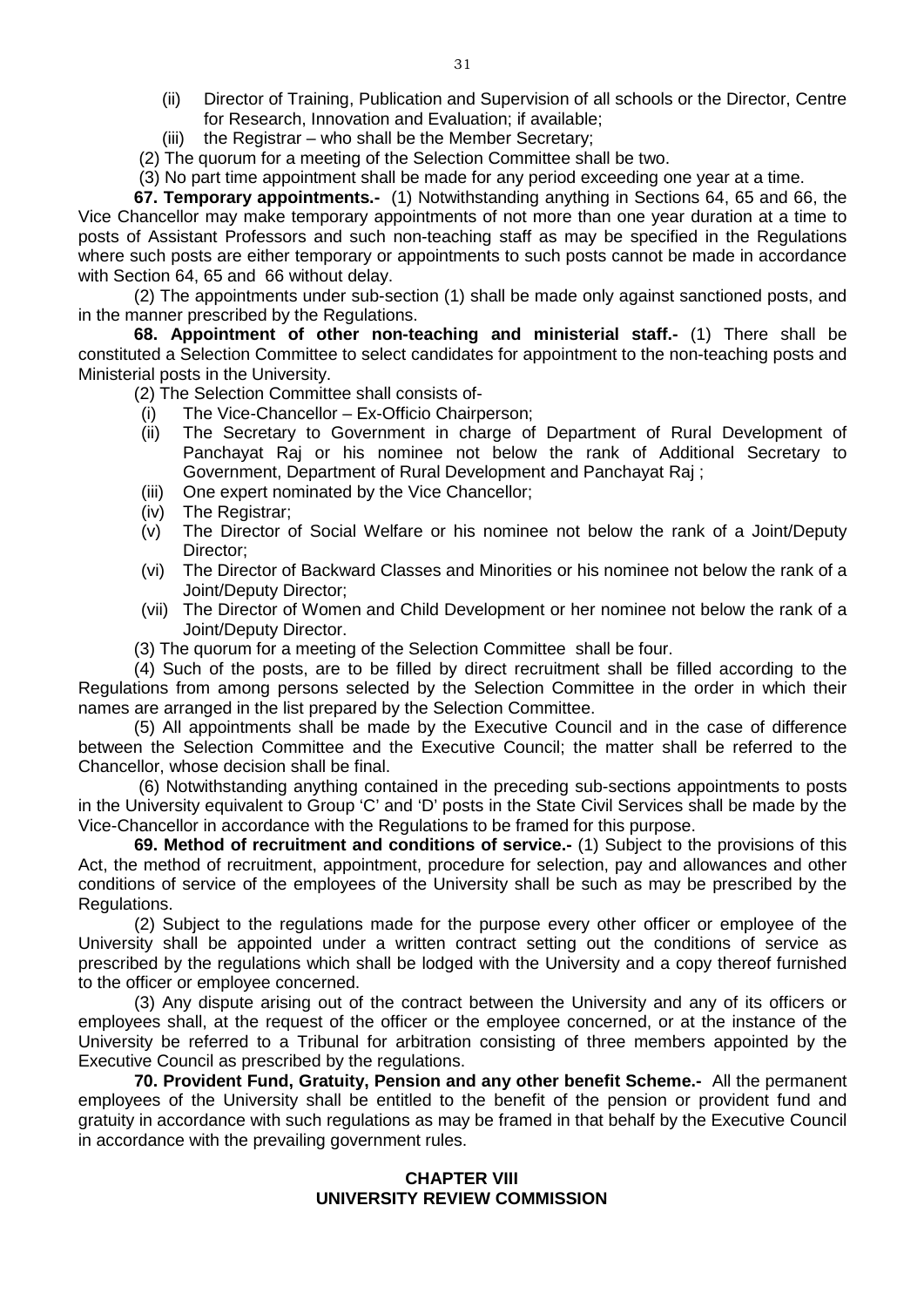(ii) Director of Training, Publication and Supervision of all schools or the Director, Centre for Research, Innovation and Evaluation; if available;

(iii) the Registrar – who shall be the Member Secretary;

(2) The quorum for a meeting of the Selection Committee shall be two.

(3) No part time appointment shall be made for any period exceeding one year at a time.

**67. Temporary appointments.-** (1) Notwithstanding anything in Sections 64, 65 and 66, the Vice Chancellor may make temporary appointments of not more than one year duration at a time to posts of Assistant Professors and such non-teaching staff as may be specified in the Regulations where such posts are either temporary or appointments to such posts cannot be made in accordance with Section 64, 65 and 66 without delay.

(2) The appointments under sub-section (1) shall be made only against sanctioned posts, and in the manner prescribed by the Regulations.

**68. Appointment of other non-teaching and ministerial staff.-** (1) There shall be constituted a Selection Committee to select candidates for appointment to the non-teaching posts and Ministerial posts in the University.

(2) The Selection Committee shall consists of-

(i) The Vice-Chancellor – Ex-Officio Chairperson;

(ii) The Secretary to Government in charge of Department of Rural Development of Panchayat Raj or his nominee not below the rank of Additional Secretary to Government, Department of Rural Development and Panchayat Raj ;

(iii) One expert nominated by the Vice Chancellor;

(iv) The Registrar;

(v) The Director of Social Welfare or his nominee not below the rank of a Joint/Deputy Director;

(vi) The Director of Backward Classes and Minorities or his nominee not below the rank of a Joint/Deputy Director;

(vii) The Director of Women and Child Development or her nominee not below the rank of a Joint/Deputy Director.

(3) The quorum for a meeting of the Selection Committee shall be four.

(4) Such of the posts, are to be filled by direct recruitment shall be filled according to the Regulations from among persons selected by the Selection Committee in the order in which their names are arranged in the list prepared by the Selection Committee.

(5) All appointments shall be made by the Executive Council and in the case of difference between the Selection Committee and the Executive Council; the matter shall be referred to the Chancellor, whose decision shall be final.

(6) Notwithstanding anything contained in the preceding sub-sections appointments to posts in the University equivalent to Group 'C' and 'D' posts in the State Civil Services shall be made by the Vice-Chancellor in accordance with the Regulations to be framed for this purpose.

**69. Method of recruitment and conditions of service.-** (1) Subject to the provisions of this Act, the method of recruitment, appointment, procedure for selection, pay and allowances and other conditions of service of the employees of the University shall be such as may be prescribed by the Regulations.

(2) Subject to the regulations made for the purpose every other officer or employee of the University shall be appointed under a written contract setting out the conditions of service as prescribed by the regulations which shall be lodged with the University and a copy thereof furnished to the officer or employee concerned.

(3) Any dispute arising out of the contract between the University and any of its officers or employees shall, at the request of the officer or the employee concerned, or at the instance of the University be referred to a Tribunal for arbitration consisting of three members appointed by the Executive Council as prescribed by the regulations.

**70. Provident Fund, Gratuity, Pension and any other benefit Scheme.-** All the permanent employees of the University shall be entitled to the benefit of the pension or provident fund and gratuity in accordance with such regulations as may be framed in that behalf by the Executive Council in accordance with the prevailing government rules.

## CHAPTER VIII
## UNIVERSITY REVIEW COMMISSION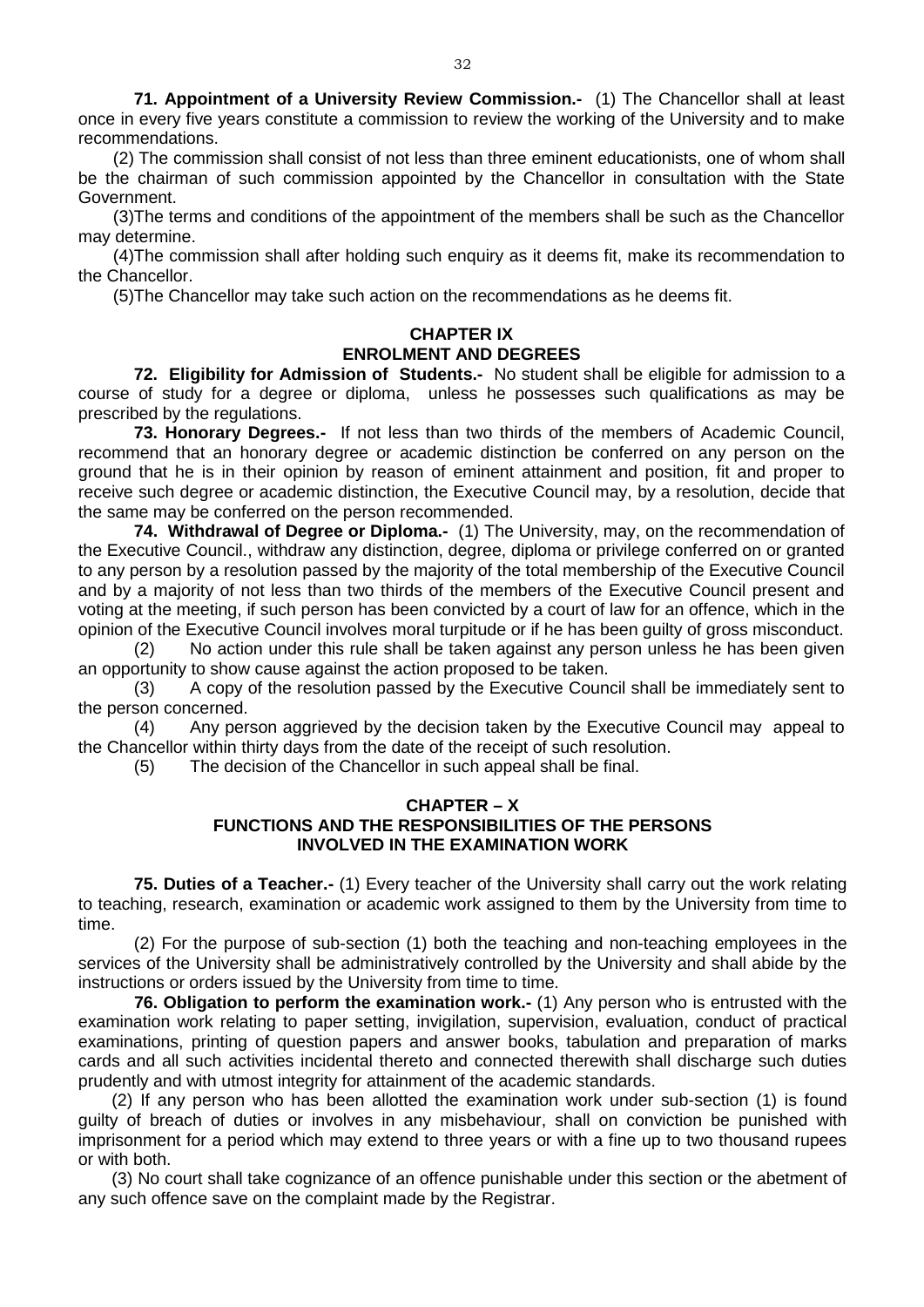**71. Appointment of a University Review Commission.-** (1) The Chancellor shall at least once in every five years constitute a commission to review the working of the University and to make recommendations.

(2) The commission shall consist of not less than three eminent educationists, one of whom shall be the chairman of such commission appointed by the Chancellor in consultation with the State Government.

(3)The terms and conditions of the appointment of the members shall be such as the Chancellor may determine.

(4)The commission shall after holding such enquiry as it deems fit, make its recommendation to the Chancellor.

(5)The Chancellor may take such action on the recommendations as he deems fit.

## CHAPTER IX
## ENROLMENT AND DEGREES

**72. Eligibility for Admission of Students.-** No student shall be eligible for admission to a course of study for a degree or diploma, unless he possesses such qualifications as may be prescribed by the regulations.

**73. Honorary Degrees.-** If not less than two thirds of the members of Academic Council, recommend that an honorary degree or academic distinction be conferred on any person on the ground that he is in their opinion by reason of eminent attainment and position, fit and proper to receive such degree or academic distinction, the Executive Council may, by a resolution, decide that the same may be conferred on the person recommended.

**74. Withdrawal of Degree or Diploma.-** (1) The University, may, on the recommendation of the Executive Council., withdraw any distinction, degree, diploma or privilege conferred on or granted to any person by a resolution passed by the majority of the total membership of the Executive Council and by a majority of not less than two thirds of the members of the Executive Council present and voting at the meeting, if such person has been convicted by a court of law for an offence, which in the opinion of the Executive Council involves moral turpitude or if he has been guilty of gross misconduct.

(2) No action under this rule shall be taken against any person unless he has been given an opportunity to show cause against the action proposed to be taken.

(3) A copy of the resolution passed by the Executive Council shall be immediately sent to the person concerned.

(4) Any person aggrieved by the decision taken by the Executive Council may appeal to the Chancellor within thirty days from the date of the receipt of such resolution.

(5) The decision of the Chancellor in such appeal shall be final.

## CHAPTER – X
## FUNCTIONS AND THE RESPONSIBILITIES OF THE PERSONS INVOLVED IN THE EXAMINATION WORK

**75. Duties of a Teacher.-** (1) Every teacher of the University shall carry out the work relating to teaching, research, examination or academic work assigned to them by the University from time to time.

(2) For the purpose of sub-section (1) both the teaching and non-teaching employees in the services of the University shall be administratively controlled by the University and shall abide by the instructions or orders issued by the University from time to time.

**76. Obligation to perform the examination work.-** (1) Any person who is entrusted with the examination work relating to paper setting, invigilation, supervision, evaluation, conduct of practical examinations, printing of question papers and answer books, tabulation and preparation of marks cards and all such activities incidental thereto and connected therewith shall discharge such duties prudently and with utmost integrity for attainment of the academic standards.

(2) If any person who has been allotted the examination work under sub-section (1) is found guilty of breach of duties or involves in any misbehaviour, shall on conviction be punished with imprisonment for a period which may extend to three years or with a fine up to two thousand rupees or with both.

(3) No court shall take cognizance of an offence punishable under this section or the abetment of any such offence save on the complaint made by the Registrar.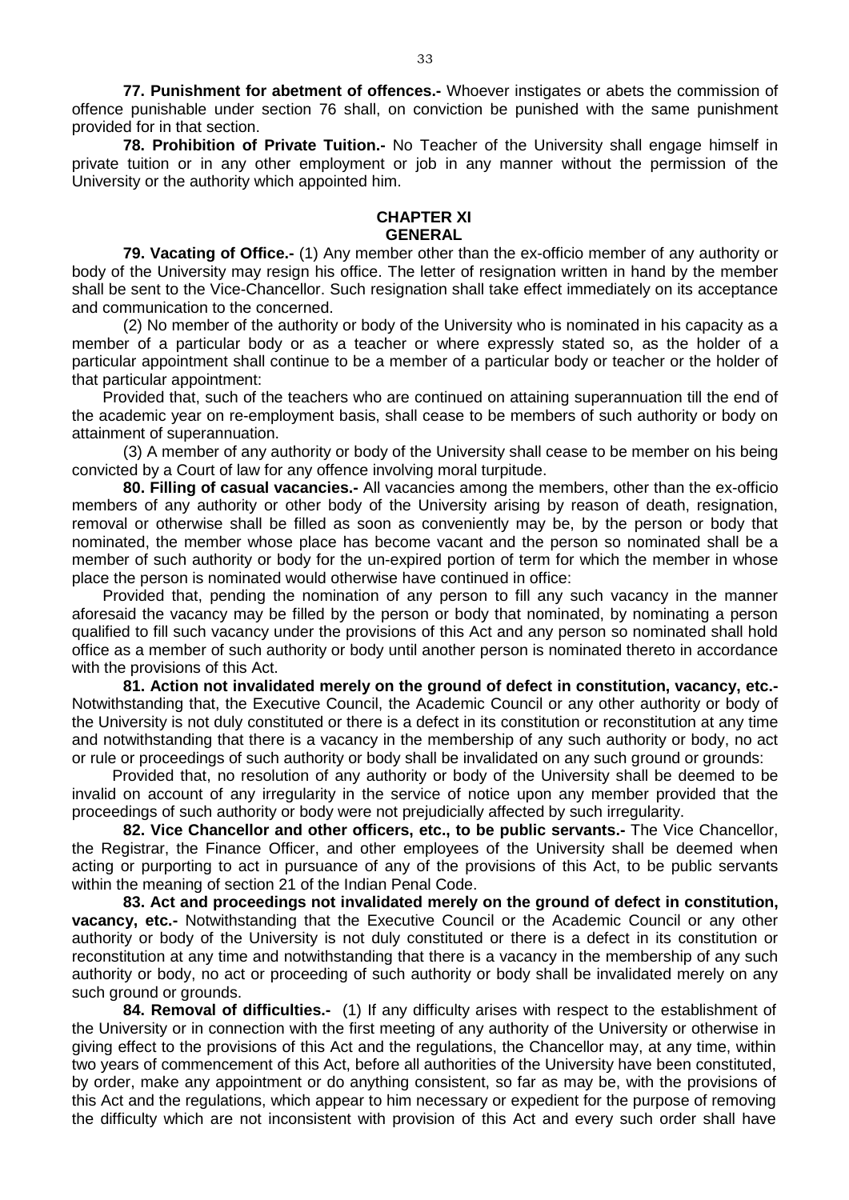**77. Punishment for abetment of offences.-** Whoever instigates or abets the commission of offence punishable under section 76 shall, on conviction be punished with the same punishment provided for in that section.

**78. Prohibition of Private Tuition.-** No Teacher of the University shall engage himself in private tuition or in any other employment or job in any manner without the permission of the University or the authority which appointed him.

## CHAPTER XI
## GENERAL

**79. Vacating of Office.-** (1) Any member other than the ex-officio member of any authority or body of the University may resign his office. The letter of resignation written in hand by the member shall be sent to the Vice-Chancellor. Such resignation shall take effect immediately on its acceptance and communication to the concerned.

(2) No member of the authority or body of the University who is nominated in his capacity as a member of a particular body or as a teacher or where expressly stated so, as the holder of a particular appointment shall continue to be a member of a particular body or teacher or the holder of that particular appointment:

Provided that, such of the teachers who are continued on attaining superannuation till the end of the academic year on re-employment basis, shall cease to be members of such authority or body on attainment of superannuation.

(3) A member of any authority or body of the University shall cease to be member on his being convicted by a Court of law for any offence involving moral turpitude.

**80. Filling of casual vacancies.-** All vacancies among the members, other than the ex-officio members of any authority or other body of the University arising by reason of death, resignation, removal or otherwise shall be filled as soon as conveniently may be, by the person or body that nominated, the member whose place has become vacant and the person so nominated shall be a member of such authority or body for the un-expired portion of term for which the member in whose place the person is nominated would otherwise have continued in office:

Provided that, pending the nomination of any person to fill any such vacancy in the manner aforesaid the vacancy may be filled by the person or body that nominated, by nominating a person qualified to fill such vacancy under the provisions of this Act and any person so nominated shall hold office as a member of such authority or body until another person is nominated thereto in accordance with the provisions of this Act.

**81. Action not invalidated merely on the ground of defect in constitution, vacancy, etc.-** Notwithstanding that, the Executive Council, the Academic Council or any other authority or body of the University is not duly constituted or there is a defect in its constitution or reconstitution at any time and notwithstanding that there is a vacancy in the membership of any such authority or body, no act or rule or proceedings of such authority or body shall be invalidated on any such ground or grounds:

Provided that, no resolution of any authority or body of the University shall be deemed to be invalid on account of any irregularity in the service of notice upon any member provided that the proceedings of such authority or body were not prejudicially affected by such irregularity.

**82. Vice Chancellor and other officers, etc., to be public servants.-** The Vice Chancellor, the Registrar, the Finance Officer, and other employees of the University shall be deemed when acting or purporting to act in pursuance of any of the provisions of this Act, to be public servants within the meaning of section 21 of the Indian Penal Code.

**83. Act and proceedings not invalidated merely on the ground of defect in constitution, vacancy, etc.-** Notwithstanding that the Executive Council or the Academic Council or any other authority or body of the University is not duly constituted or there is a defect in its constitution or reconstitution at any time and notwithstanding that there is a vacancy in the membership of any such authority or body, no act or proceeding of such authority or body shall be invalidated merely on any such ground or grounds.

**84. Removal of difficulties.-** (1) If any difficulty arises with respect to the establishment of the University or in connection with the first meeting of any authority of the University or otherwise in giving effect to the provisions of this Act and the regulations, the Chancellor may, at any time, within two years of commencement of this Act, before all authorities of the University have been constituted, by order, make any appointment or do anything consistent, so far as may be, with the provisions of this Act and the regulations, which appear to him necessary or expedient for the purpose of removing the difficulty which are not inconsistent with provision of this Act and every such order shall have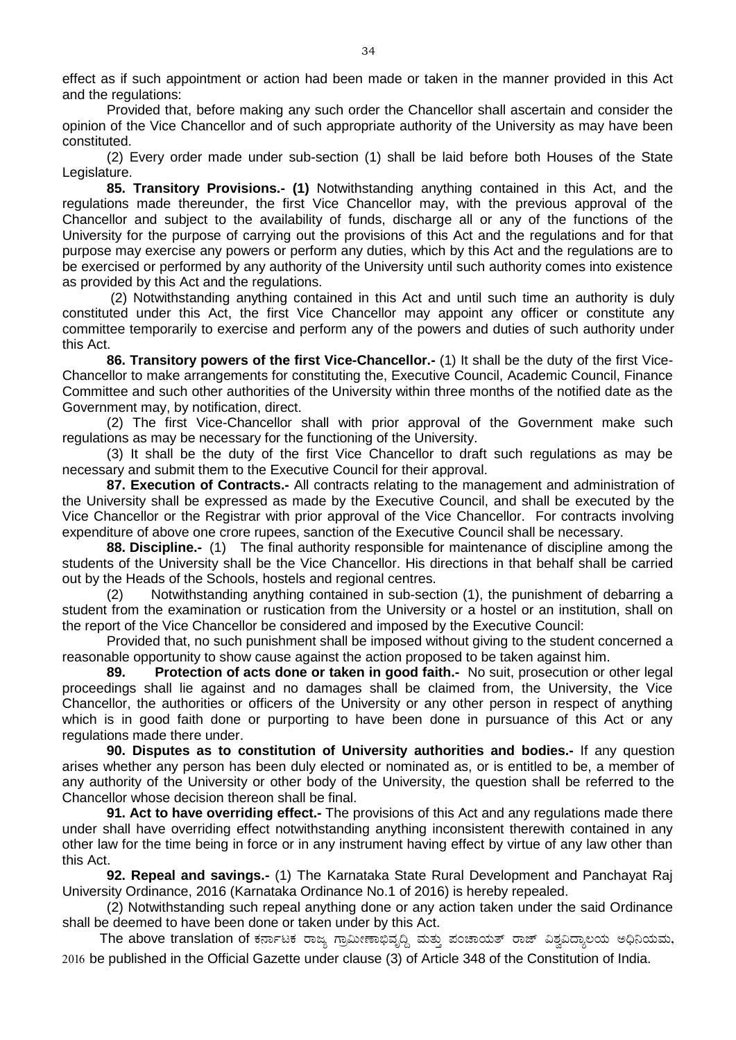effect as if such appointment or action had been made or taken in the manner provided in this Act and the regulations:

Provided that, before making any such order the Chancellor shall ascertain and consider the opinion of the Vice Chancellor and of such appropriate authority of the University as may have been constituted.

(2) Every order made under sub-section (1) shall be laid before both Houses of the State Legislature.

**85. Transitory Provisions.- (1)** Notwithstanding anything contained in this Act, and the regulations made thereunder, the first Vice Chancellor may, with the previous approval of the Chancellor and subject to the availability of funds, discharge all or any of the functions of the University for the purpose of carrying out the provisions of this Act and the regulations and for that purpose may exercise any powers or perform any duties, which by this Act and the regulations are to be exercised or performed by any authority of the University until such authority comes into existence as provided by this Act and the regulations.

(2) Notwithstanding anything contained in this Act and until such time an authority is duly constituted under this Act, the first Vice Chancellor may appoint any officer or constitute any committee temporarily to exercise and perform any of the powers and duties of such authority under this Act.

**86. Transitory powers of the first Vice-Chancellor.-** (1) It shall be the duty of the first Vice-Chancellor to make arrangements for constituting the, Executive Council, Academic Council, Finance Committee and such other authorities of the University within three months of the notified date as the Government may, by notification, direct.

(2) The first Vice-Chancellor shall with prior approval of the Government make such regulations as may be necessary for the functioning of the University.

(3) It shall be the duty of the first Vice Chancellor to draft such regulations as may be necessary and submit them to the Executive Council for their approval.

**87. Execution of Contracts.-** All contracts relating to the management and administration of the University shall be expressed as made by the Executive Council, and shall be executed by the Vice Chancellor or the Registrar with prior approval of the Vice Chancellor. For contracts involving expenditure of above one crore rupees, sanction of the Executive Council shall be necessary.

**88. Discipline.-** (1) The final authority responsible for maintenance of discipline among the students of the University shall be the Vice Chancellor. His directions in that behalf shall be carried out by the Heads of the Schools, hostels and regional centres.

(2) Notwithstanding anything contained in sub-section (1), the punishment of debarring a student from the examination or rustication from the University or a hostel or an institution, shall on the report of the Vice Chancellor be considered and imposed by the Executive Council:

Provided that, no such punishment shall be imposed without giving to the student concerned a reasonable opportunity to show cause against the action proposed to be taken against him.

**89. Protection of acts done or taken in good faith.-** No suit, prosecution or other legal proceedings shall lie against and no damages shall be claimed from, the University, the Vice Chancellor, the authorities or officers of the University or any other person in respect of anything which is in good faith done or purporting to have been done in pursuance of this Act or any regulations made there under.

**90. Disputes as to constitution of University authorities and bodies.-** If any question arises whether any person has been duly elected or nominated as, or is entitled to be, a member of any authority of the University or other body of the University, the question shall be referred to the Chancellor whose decision thereon shall be final.

**91. Act to have overriding effect.-** The provisions of this Act and any regulations made there under shall have overriding effect notwithstanding anything inconsistent therewith contained in any other law for the time being in force or in any instrument having effect by virtue of any law other than this Act.

**92. Repeal and savings.-** (1) The Karnataka State Rural Development and Panchayat Raj University Ordinance, 2016 (Karnataka Ordinance No.1 of 2016) is hereby repealed.

(2) Notwithstanding such repeal anything done or any action taken under the said Ordinance shall be deemed to have been done or taken under by this Act.

The above translation of ಕರ್ನಾಟಕ ರಾಜ್ಯ ಗ್ರಾಮೀಣಾಭಿವೃದ್ಧಿ ಮತ್ತು ಪಂಚಾಯತ್ ರಾಜ್ ವಿಶ್ವವಿದ್ಯಾಲಯ ಅಧಿನಿಯಮ, 2016 be published in the Official Gazette under clause (3) of Article 348 of the Constitution of India.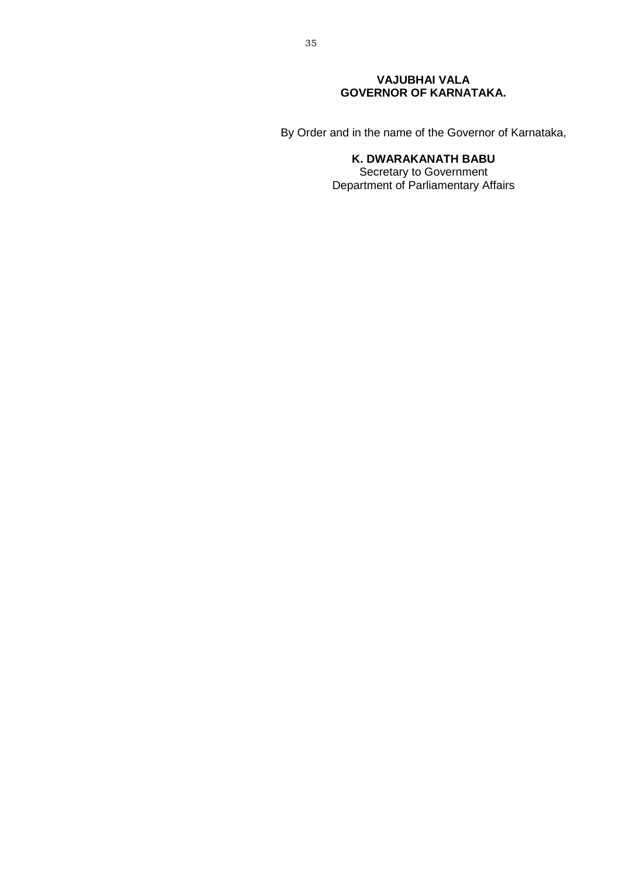**VAJUBHAI VALA**
**GOVERNOR OF KARNATAKA.**

By Order and in the name of the Governor of Karnataka,

**K. DWARAKANATH BABU**
Secretary to Government
Department of Parliamentary Affairs